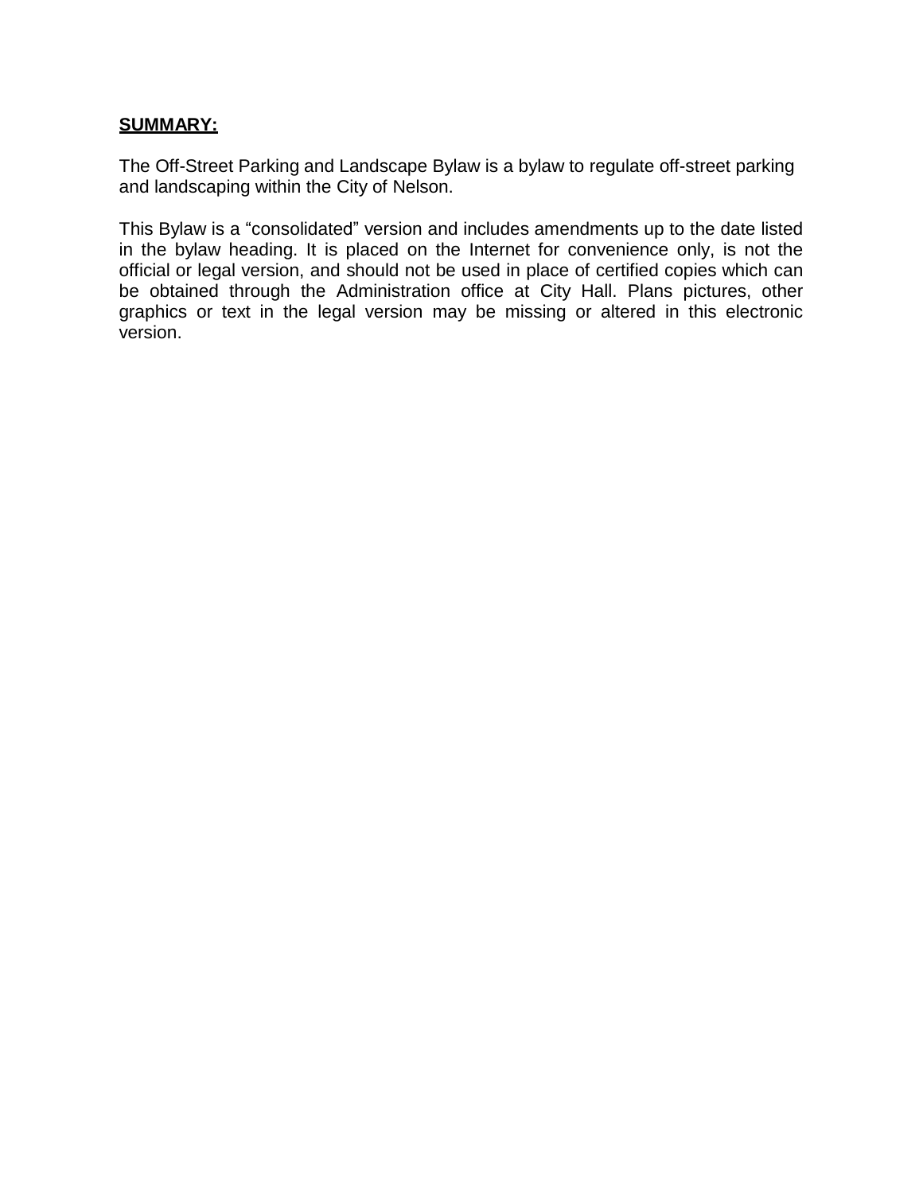**SUMMARY:**

The Off-Street Parking and Landscape Bylaw is a bylaw to regulate off-street parking and landscaping within the City of Nelson.

This Bylaw is a "consolidated" version and includes amendments up to the date listed in the bylaw heading. It is placed on the Internet for convenience only, is not the official or legal version, and should not be used in place of certified copies which can be obtained through the Administration office at City Hall. Plans pictures, other graphics or text in the legal version may be missing or altered in this electronic version.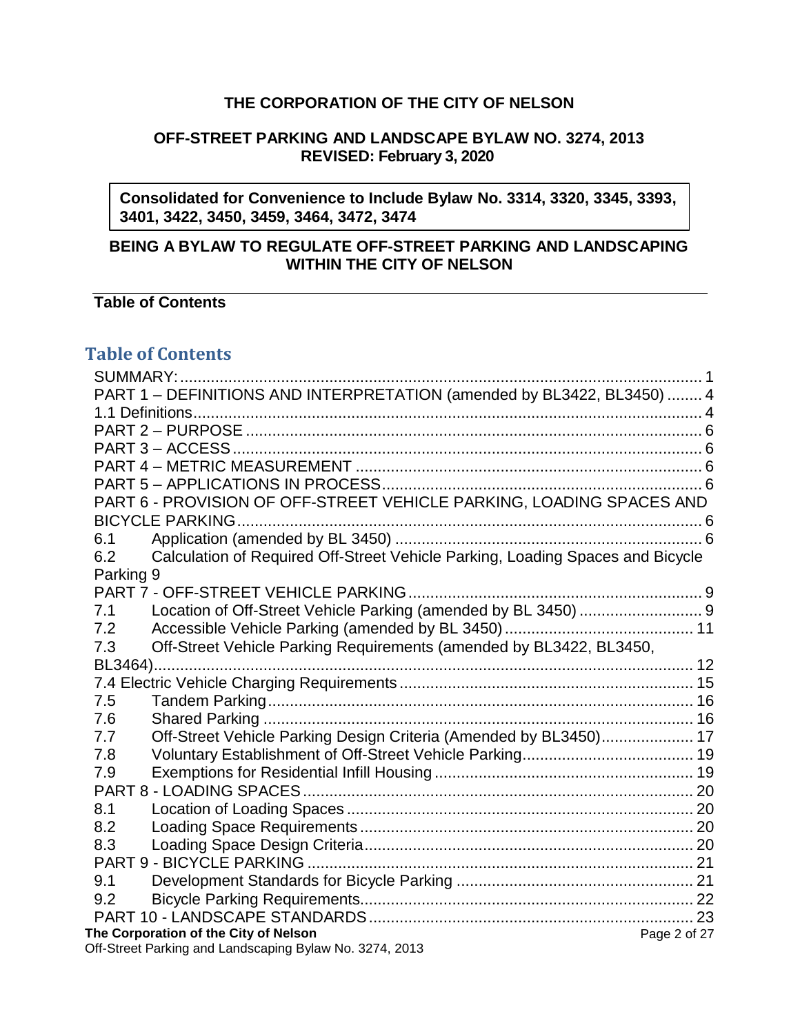**THE CORPORATION OF THE CITY OF NELSON**

**OFF-STREET PARKING AND LANDSCAPE BYLAW NO. 3274, 2013**
**REVISED: February 3, 2020**

**Consolidated for Convenience to Include Bylaw No. 3314, 3320, 3345, 3393, 3401, 3422, 3450, 3459, 3464, 3472, 3474**

**BEING A BYLAW TO REGULATE OFF-STREET PARKING AND LANDSCAPING WITHIN THE CITY OF NELSON**

**Table of Contents**

## Table of Contents

SUMMARY: ..... 1
PART 1 – DEFINITIONS AND INTERPRETATION (amended by BL3422, BL3450) ..... 4
1.1 Definitions ..... 4
PART 2 – PURPOSE ..... 6
PART 3 – ACCESS ..... 6
PART 4 – METRIC MEASUREMENT ..... 6
PART 5 – APPLICATIONS IN PROCESS ..... 6
PART 6 - PROVISION OF OFF-STREET VEHICLE PARKING, LOADING SPACES AND BICYCLE PARKING ..... 6
6.1 Application (amended by BL 3450) ..... 6
6.2 Calculation of Required Off-Street Vehicle Parking, Loading Spaces and Bicycle Parking ..... 9
PART 7 - OFF-STREET VEHICLE PARKING ..... 9
7.1 Location of Off-Street Vehicle Parking (amended by BL 3450) ..... 9
7.2 Accessible Vehicle Parking (amended by BL 3450) ..... 11
7.3 Off-Street Vehicle Parking Requirements (amended by BL3422, BL3450, BL3464) ..... 12
7.4 Electric Vehicle Charging Requirements ..... 15
7.5 Tandem Parking ..... 16
7.6 Shared Parking ..... 16
7.7 Off-Street Vehicle Parking Design Criteria (Amended by BL3450) ..... 17
7.8 Voluntary Establishment of Off-Street Vehicle Parking ..... 19
7.9 Exemptions for Residential Infill Housing ..... 19
PART 8 - LOADING SPACES ..... 20
8.1 Location of Loading Spaces ..... 20
8.2 Loading Space Requirements ..... 20
8.3 Loading Space Design Criteria ..... 20
PART 9 - BICYCLE PARKING ..... 21
9.1 Development Standards for Bicycle Parking ..... 21
9.2 Bicycle Parking Requirements ..... 22
PART 10 - LANDSCAPE STANDARDS ..... 23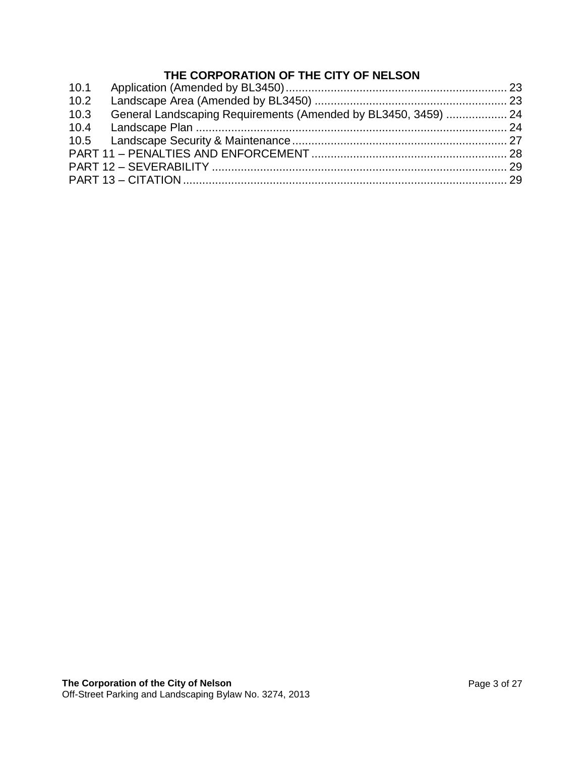**THE CORPORATION OF THE CITY OF NELSON**

| | | |
|---|---|---|
| 10.1 | Application (Amended by BL3450) | 23 |
| 10.2 | Landscape Area (Amended by BL3450) | 23 |
| 10.3 | General Landscaping Requirements (Amended by BL3450, 3459) | 24 |
| 10.4 | Landscape Plan | 24 |
| 10.5 | Landscape Security & Maintenance | 27 |
| PART 11 – PENALTIES AND ENFORCEMENT | | 28 |
| PART 12 – SEVERABILITY | | 29 |
| PART 13 – CITATION | | 29 |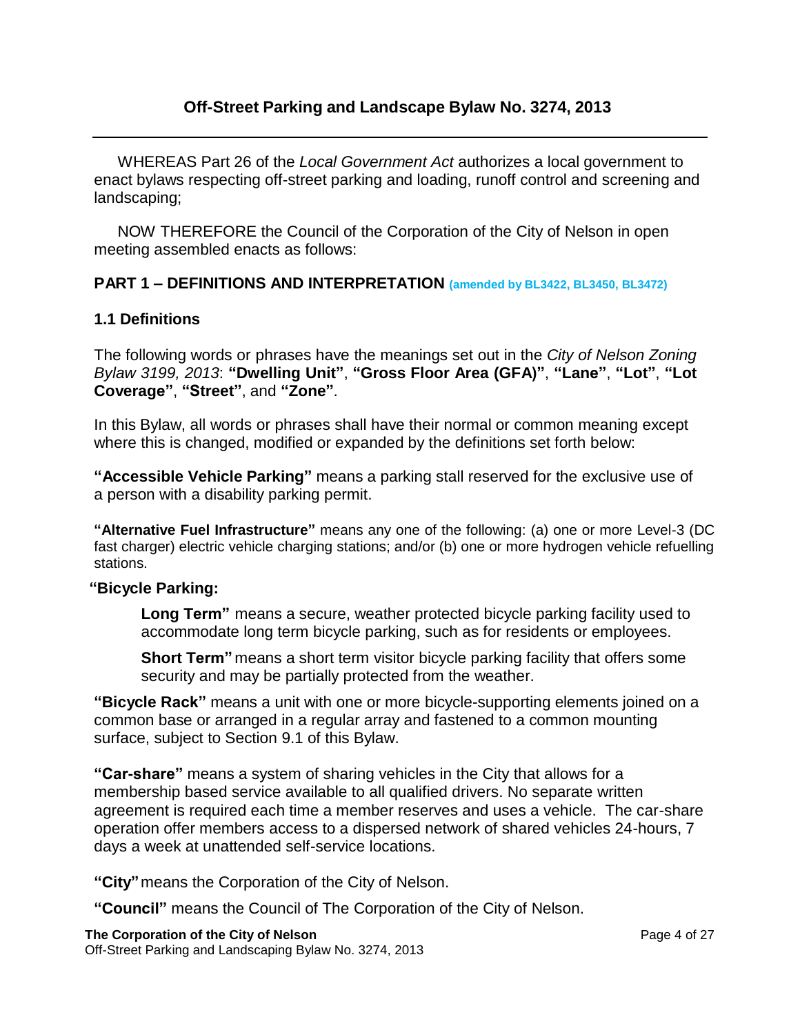## Off-Street Parking and Landscape Bylaw No. 3274, 2013

WHEREAS Part 26 of the *Local Government Act* authorizes a local government to enact bylaws respecting off-street parking and loading, runoff control and screening and landscaping;

NOW THEREFORE the Council of the Corporation of the City of Nelson in open meeting assembled enacts as follows:

### PART 1 – DEFINITIONS AND INTERPRETATION (amended by BL3422, BL3450, BL3472)

#### 1.1 Definitions

The following words or phrases have the meanings set out in the *City of Nelson Zoning Bylaw 3199, 2013*: **"Dwelling Unit"**, **"Gross Floor Area (GFA)"**, **"Lane"**, **"Lot"**, **"Lot Coverage"**, **"Street"**, and **"Zone"**.

In this Bylaw, all words or phrases shall have their normal or common meaning except where this is changed, modified or expanded by the definitions set forth below:

**"Accessible Vehicle Parking"** means a parking stall reserved for the exclusive use of a person with a disability parking permit.

**"Alternative Fuel Infrastructure"** means any one of the following: (a) one or more Level-3 (DC fast charger) electric vehicle charging stations; and/or (b) one or more hydrogen vehicle refuelling stations.

**"Bicycle Parking:**

> **Long Term"** means a secure, weather protected bicycle parking facility used to accommodate long term bicycle parking, such as for residents or employees.
>
> **Short Term"** means a short term visitor bicycle parking facility that offers some security and may be partially protected from the weather.

**"Bicycle Rack"** means a unit with one or more bicycle-supporting elements joined on a common base or arranged in a regular array and fastened to a common mounting surface, subject to Section 9.1 of this Bylaw.

**"Car-share"** means a system of sharing vehicles in the City that allows for a membership based service available to all qualified drivers. No separate written agreement is required each time a member reserves and uses a vehicle. The car-share operation offer members access to a dispersed network of shared vehicles 24-hours, 7 days a week at unattended self-service locations.

**"City"** means the Corporation of the City of Nelson.

**"Council"** means the Council of The Corporation of the City of Nelson.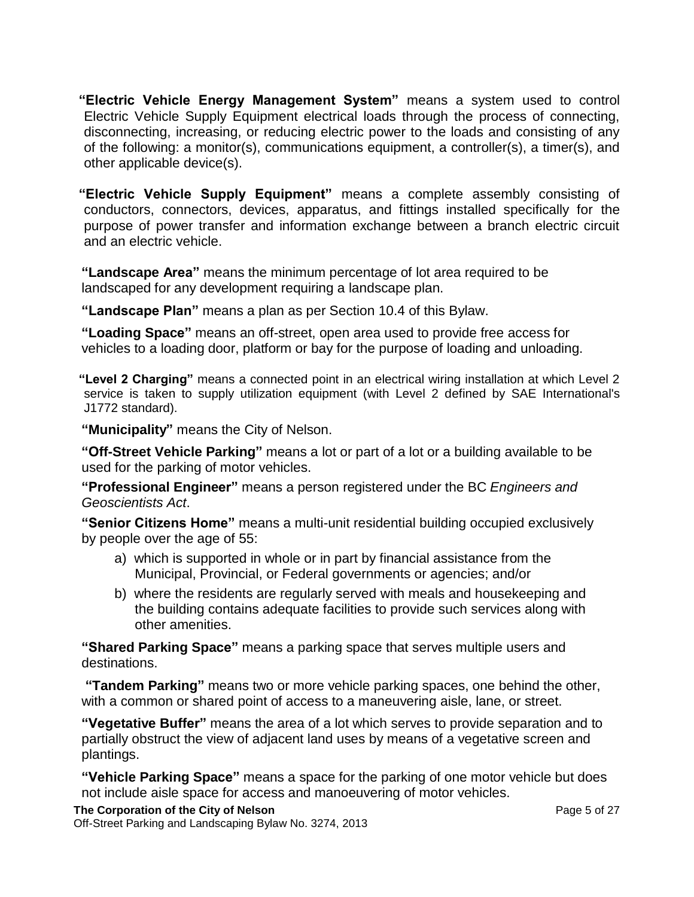**"Electric Vehicle Energy Management System"** means a system used to control Electric Vehicle Supply Equipment electrical loads through the process of connecting, disconnecting, increasing, or reducing electric power to the loads and consisting of any of the following: a monitor(s), communications equipment, a controller(s), a timer(s), and other applicable device(s).

**"Electric Vehicle Supply Equipment"** means a complete assembly consisting of conductors, connectors, devices, apparatus, and fittings installed specifically for the purpose of power transfer and information exchange between a branch electric circuit and an electric vehicle.

**"Landscape Area"** means the minimum percentage of lot area required to be landscaped for any development requiring a landscape plan.

**"Landscape Plan"** means a plan as per Section 10.4 of this Bylaw.

**"Loading Space"** means an off-street, open area used to provide free access for vehicles to a loading door, platform or bay for the purpose of loading and unloading.

**"Level 2 Charging"** means a connected point in an electrical wiring installation at which Level 2 service is taken to supply utilization equipment (with Level 2 defined by SAE International's J1772 standard).

**"Municipality"** means the City of Nelson.

**"Off-Street Vehicle Parking"** means a lot or part of a lot or a building available to be used for the parking of motor vehicles.

**"Professional Engineer"** means a person registered under the BC *Engineers and Geoscientists Act*.

**"Senior Citizens Home"** means a multi-unit residential building occupied exclusively by people over the age of 55:

a) which is supported in whole or in part by financial assistance from the Municipal, Provincial, or Federal governments or agencies; and/or

b) where the residents are regularly served with meals and housekeeping and the building contains adequate facilities to provide such services along with other amenities.

**"Shared Parking Space"** means a parking space that serves multiple users and destinations.

**"Tandem Parking"** means two or more vehicle parking spaces, one behind the other, with a common or shared point of access to a maneuvering aisle, lane, or street.

**"Vegetative Buffer"** means the area of a lot which serves to provide separation and to partially obstruct the view of adjacent land uses by means of a vegetative screen and plantings.

**"Vehicle Parking Space"** means a space for the parking of one motor vehicle but does not include aisle space for access and manoeuvering of motor vehicles.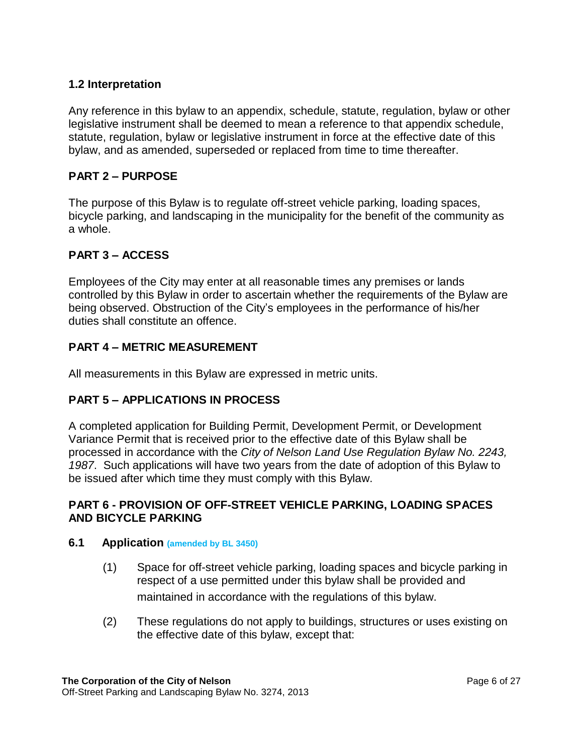### 1.2 Interpretation

Any reference in this bylaw to an appendix, schedule, statute, regulation, bylaw or other legislative instrument shall be deemed to mean a reference to that appendix schedule, statute, regulation, bylaw or legislative instrument in force at the effective date of this bylaw, and as amended, superseded or replaced from time to time thereafter.

## PART 2 – PURPOSE

The purpose of this Bylaw is to regulate off-street vehicle parking, loading spaces, bicycle parking, and landscaping in the municipality for the benefit of the community as a whole.

## PART 3 – ACCESS

Employees of the City may enter at all reasonable times any premises or lands controlled by this Bylaw in order to ascertain whether the requirements of the Bylaw are being observed. Obstruction of the City's employees in the performance of his/her duties shall constitute an offence.

## PART 4 – METRIC MEASUREMENT

All measurements in this Bylaw are expressed in metric units.

## PART 5 – APPLICATIONS IN PROCESS

A completed application for Building Permit, Development Permit, or Development Variance Permit that is received prior to the effective date of this Bylaw shall be processed in accordance with the *City of Nelson Land Use Regulation Bylaw No. 2243, 1987*. Such applications will have two years from the date of adoption of this Bylaw to be issued after which time they must comply with this Bylaw.

## PART 6 - PROVISION OF OFF-STREET VEHICLE PARKING, LOADING SPACES AND BICYCLE PARKING

### 6.1 Application (amended by BL 3450)

(1) Space for off-street vehicle parking, loading spaces and bicycle parking in respect of a use permitted under this bylaw shall be provided and maintained in accordance with the regulations of this bylaw.

(2) These regulations do not apply to buildings, structures or uses existing on the effective date of this bylaw, except that: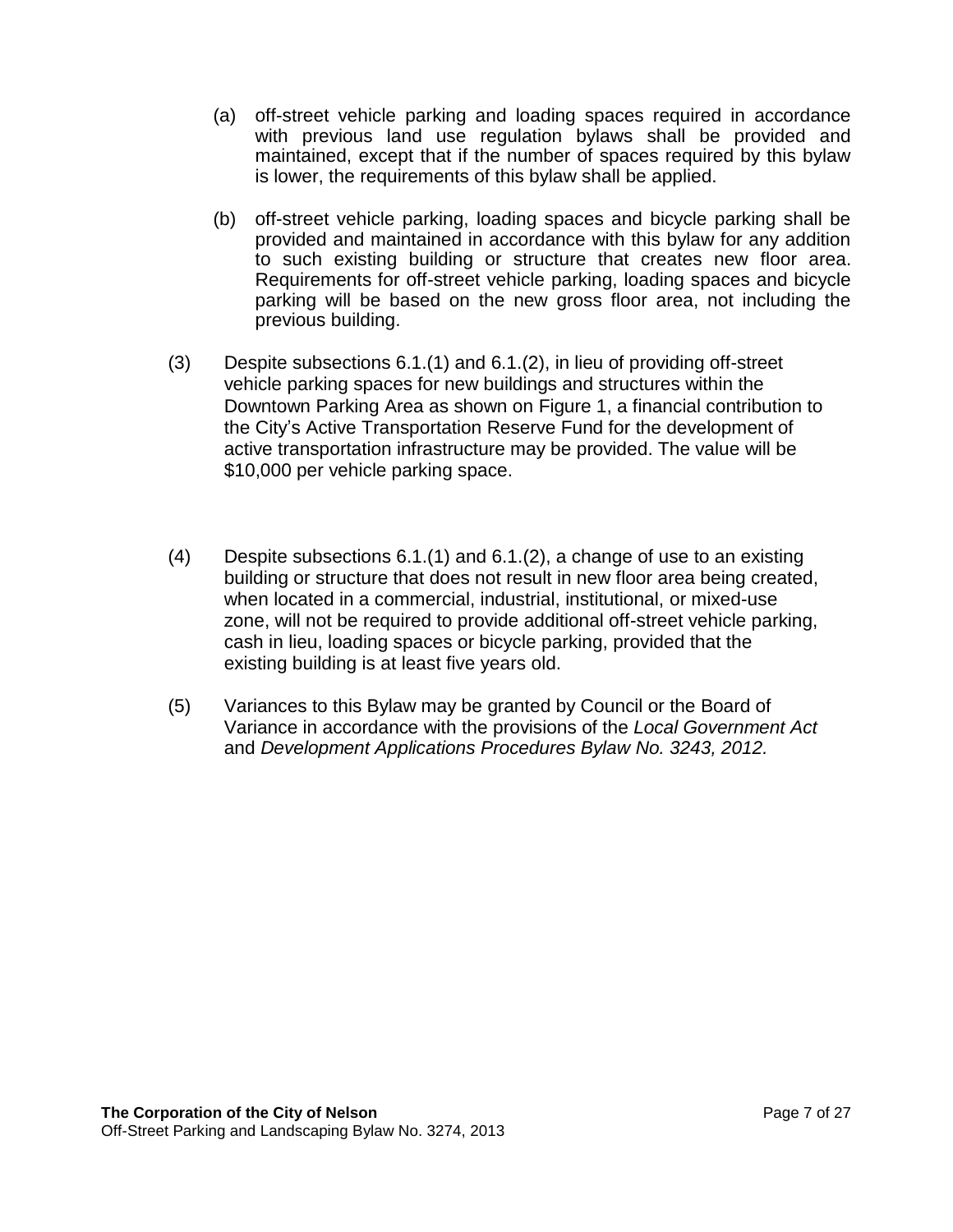(a) off-street vehicle parking and loading spaces required in accordance with previous land use regulation bylaws shall be provided and maintained, except that if the number of spaces required by this bylaw is lower, the requirements of this bylaw shall be applied.

(b) off-street vehicle parking, loading spaces and bicycle parking shall be provided and maintained in accordance with this bylaw for any addition to such existing building or structure that creates new floor area. Requirements for off-street vehicle parking, loading spaces and bicycle parking will be based on the new gross floor area, not including the previous building.

(3) Despite subsections 6.1.(1) and 6.1.(2), in lieu of providing off-street vehicle parking spaces for new buildings and structures within the Downtown Parking Area as shown on Figure 1, a financial contribution to the City's Active Transportation Reserve Fund for the development of active transportation infrastructure may be provided. The value will be $10,000 per vehicle parking space.

(4) Despite subsections 6.1.(1) and 6.1.(2), a change of use to an existing building or structure that does not result in new floor area being created, when located in a commercial, industrial, institutional, or mixed-use zone, will not be required to provide additional off-street vehicle parking, cash in lieu, loading spaces or bicycle parking, provided that the existing building is at least five years old.

(5) Variances to this Bylaw may be granted by Council or the Board of Variance in accordance with the provisions of the *Local Government Act* and *Development Applications Procedures Bylaw No. 3243, 2012*.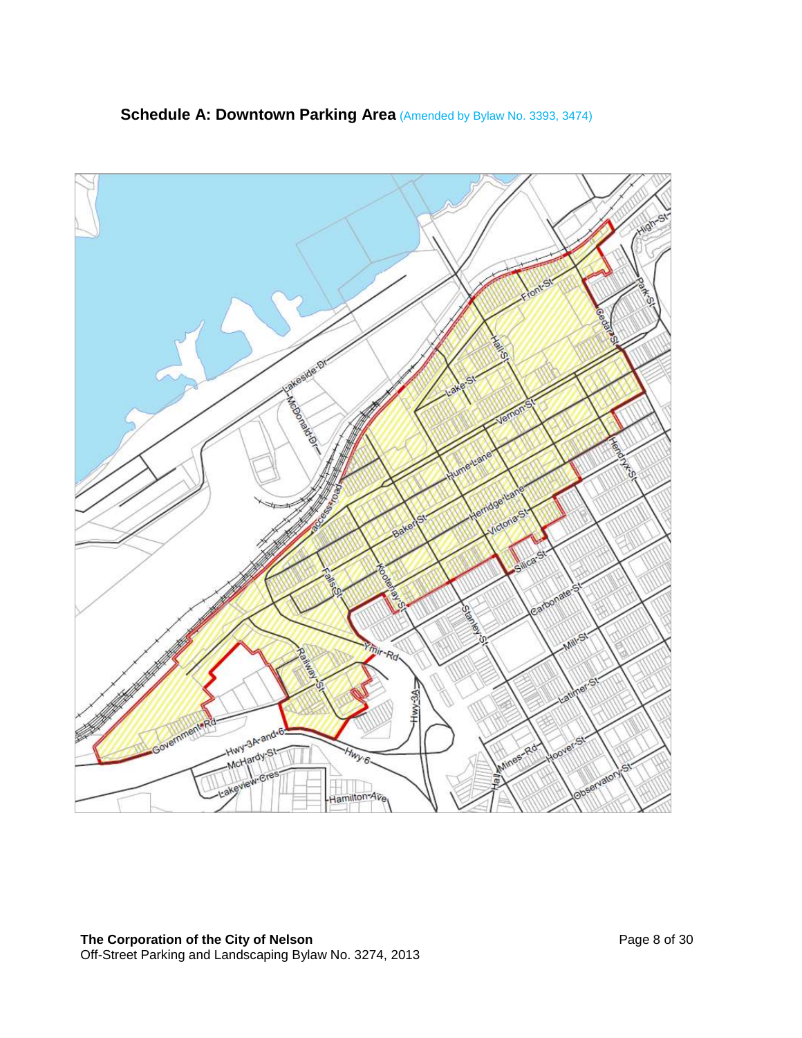## Schedule A: Downtown Parking Area (Amended by Bylaw No. 3393, 3474)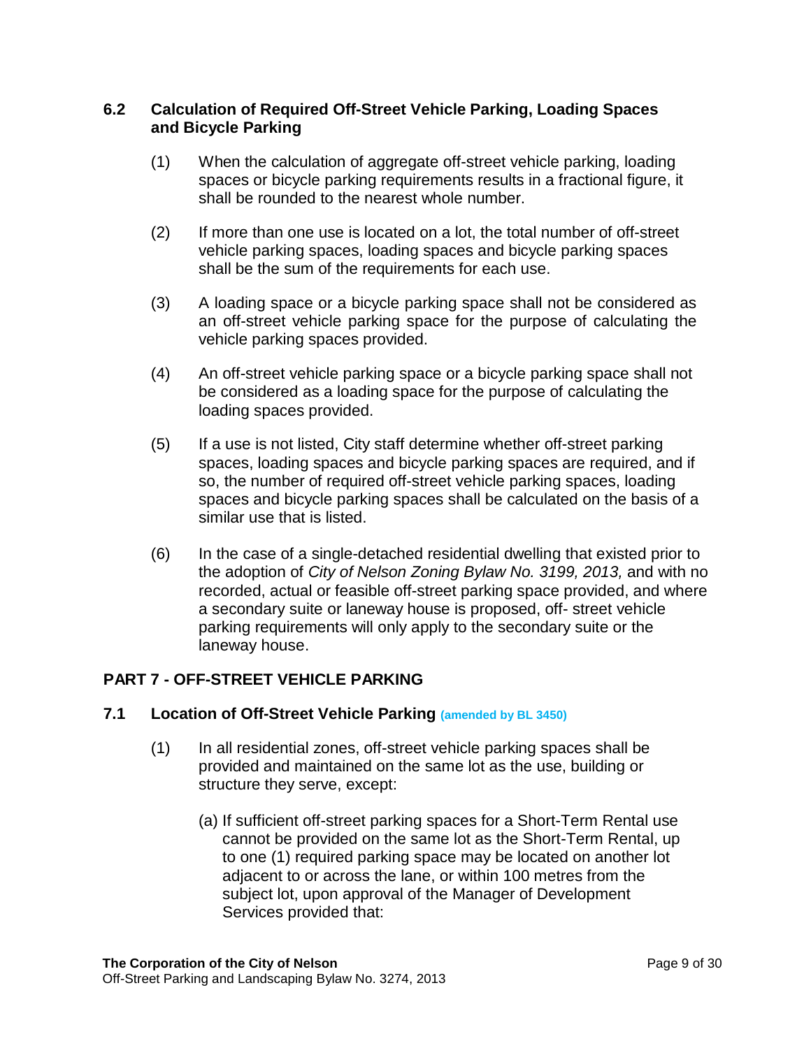### 6.2 Calculation of Required Off-Street Vehicle Parking, Loading Spaces and Bicycle Parking

(1) When the calculation of aggregate off-street vehicle parking, loading spaces or bicycle parking requirements results in a fractional figure, it shall be rounded to the nearest whole number.

(2) If more than one use is located on a lot, the total number of off-street vehicle parking spaces, loading spaces and bicycle parking spaces shall be the sum of the requirements for each use.

(3) A loading space or a bicycle parking space shall not be considered as an off-street vehicle parking space for the purpose of calculating the vehicle parking spaces provided.

(4) An off-street vehicle parking space or a bicycle parking space shall not be considered as a loading space for the purpose of calculating the loading spaces provided.

(5) If a use is not listed, City staff determine whether off-street parking spaces, loading spaces and bicycle parking spaces are required, and if so, the number of required off-street vehicle parking spaces, loading spaces and bicycle parking spaces shall be calculated on the basis of a similar use that is listed.

(6) In the case of a single-detached residential dwelling that existed prior to the adoption of *City of Nelson Zoning Bylaw No. 3199, 2013,* and with no recorded, actual or feasible off-street parking space provided, and where a secondary suite or laneway house is proposed, off- street vehicle parking requirements will only apply to the secondary suite or the laneway house.

## PART 7 - OFF-STREET VEHICLE PARKING

### 7.1 Location of Off-Street Vehicle Parking (amended by BL 3450)

(1) In all residential zones, off-street vehicle parking spaces shall be provided and maintained on the same lot as the use, building or structure they serve, except:

(a) If sufficient off-street parking spaces for a Short-Term Rental use cannot be provided on the same lot as the Short-Term Rental, up to one (1) required parking space may be located on another lot adjacent to or across the lane, or within 100 metres from the subject lot, upon approval of the Manager of Development Services provided that: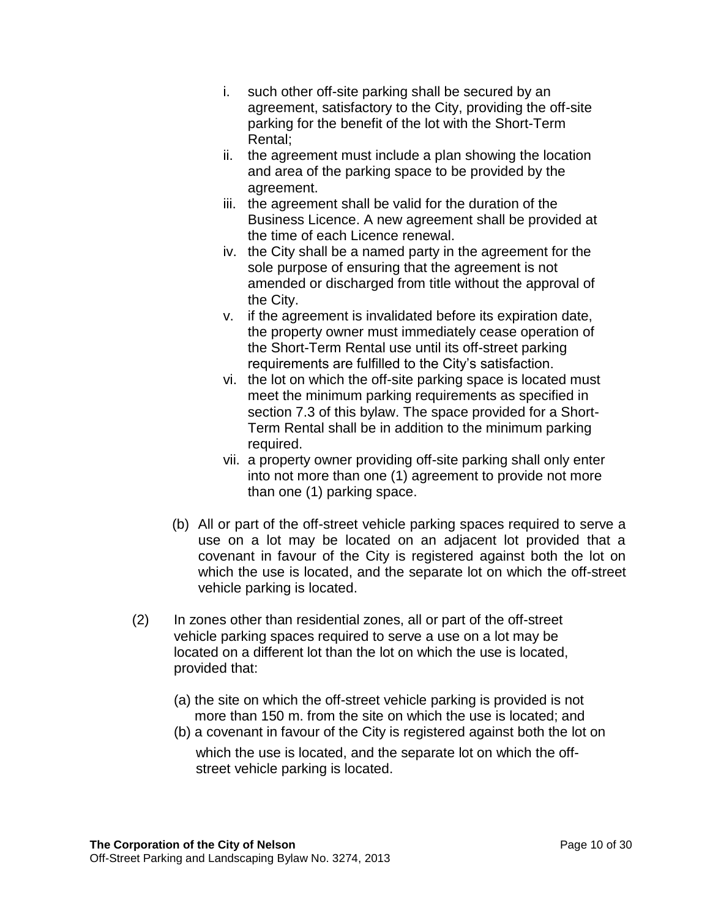i. such other off-site parking shall be secured by an agreement, satisfactory to the City, providing the off-site parking for the benefit of the lot with the Short-Term Rental;
ii. the agreement must include a plan showing the location and area of the parking space to be provided by the agreement.
iii. the agreement shall be valid for the duration of the Business Licence. A new agreement shall be provided at the time of each Licence renewal.
iv. the City shall be a named party in the agreement for the sole purpose of ensuring that the agreement is not amended or discharged from title without the approval of the City.
v. if the agreement is invalidated before its expiration date, the property owner must immediately cease operation of the Short-Term Rental use until its off-street parking requirements are fulfilled to the City's satisfaction.
vi. the lot on which the off-site parking space is located must meet the minimum parking requirements as specified in section 7.3 of this bylaw. The space provided for a Short-Term Rental shall be in addition to the minimum parking required.
vii. a property owner providing off-site parking shall only enter into not more than one (1) agreement to provide not more than one (1) parking space.

(b) All or part of the off-street vehicle parking spaces required to serve a use on a lot may be located on an adjacent lot provided that a covenant in favour of the City is registered against both the lot on which the use is located, and the separate lot on which the off-street vehicle parking is located.

(2) In zones other than residential zones, all or part of the off-street vehicle parking spaces required to serve a use on a lot may be located on a different lot than the lot on which the use is located, provided that:

(a) the site on which the off-street vehicle parking is provided is not more than 150 m. from the site on which the use is located; and
(b) a covenant in favour of the City is registered against both the lot on which the use is located, and the separate lot on which the off-street vehicle parking is located.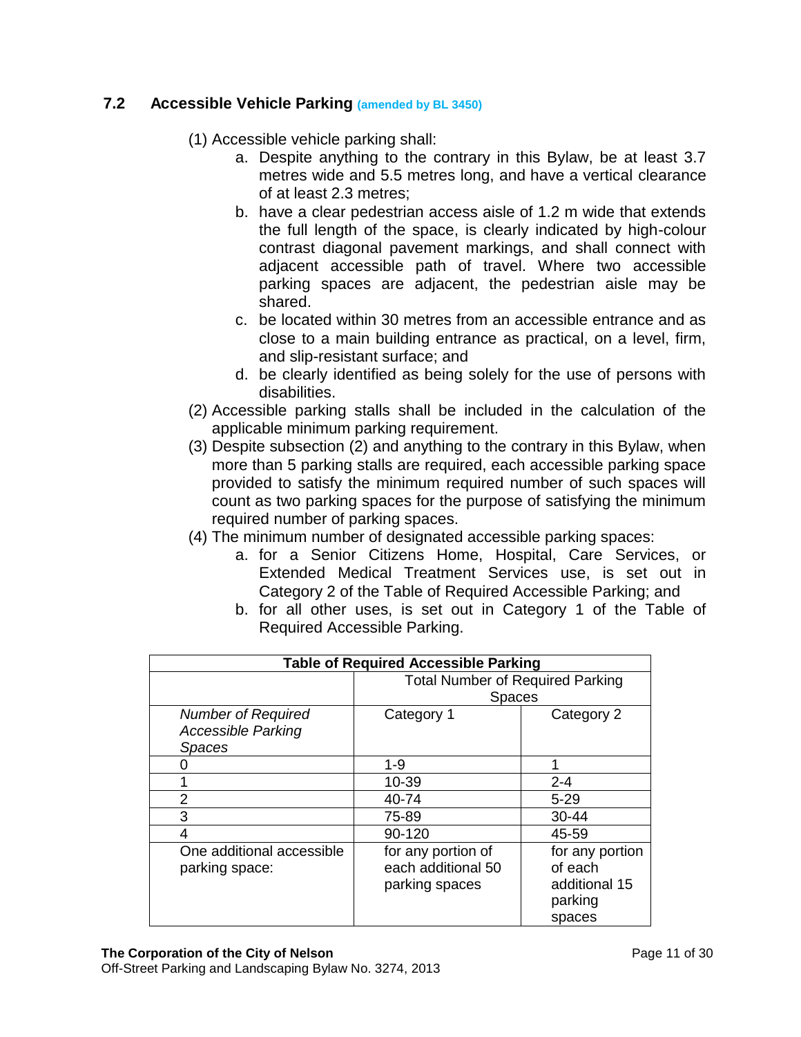## 7.2 Accessible Vehicle Parking (amended by BL 3450)

(1) Accessible vehicle parking shall:

a. Despite anything to the contrary in this Bylaw, be at least 3.7 metres wide and 5.5 metres long, and have a vertical clearance of at least 2.3 metres;

b. have a clear pedestrian access aisle of 1.2 m wide that extends the full length of the space, is clearly indicated by high-colour contrast diagonal pavement markings, and shall connect with adjacent accessible path of travel. Where two accessible parking spaces are adjacent, the pedestrian aisle may be shared.

c. be located within 30 metres from an accessible entrance and as close to a main building entrance as practical, on a level, firm, and slip-resistant surface; and

d. be clearly identified as being solely for the use of persons with disabilities.

(2) Accessible parking stalls shall be included in the calculation of the applicable minimum parking requirement.

(3) Despite subsection (2) and anything to the contrary in this Bylaw, when more than 5 parking stalls are required, each accessible parking space provided to satisfy the minimum required number of such spaces will count as two parking spaces for the purpose of satisfying the minimum required number of parking spaces.

(4) The minimum number of designated accessible parking spaces:

a. for a Senior Citizens Home, Hospital, Care Services, or Extended Medical Treatment Services use, is set out in Category 2 of the Table of Required Accessible Parking; and

b. for all other uses, is set out in Category 1 of the Table of Required Accessible Parking.

**Table of Required Accessible Parking**

| | Total Number of Required Parking Spaces | |
|---|---|---|
| *Number of Required Accessible Parking Spaces* | Category 1 | Category 2 |
| 0 | 1-9 | 1 |
| 1 | 10-39 | 2-4 |
| 2 | 40-74 | 5-29 |
| 3 | 75-89 | 30-44 |
| 4 | 90-120 | 45-59 |
| One additional accessible parking space: | for any portion of each additional 50 parking spaces | for any portion of each additional 15 parking spaces |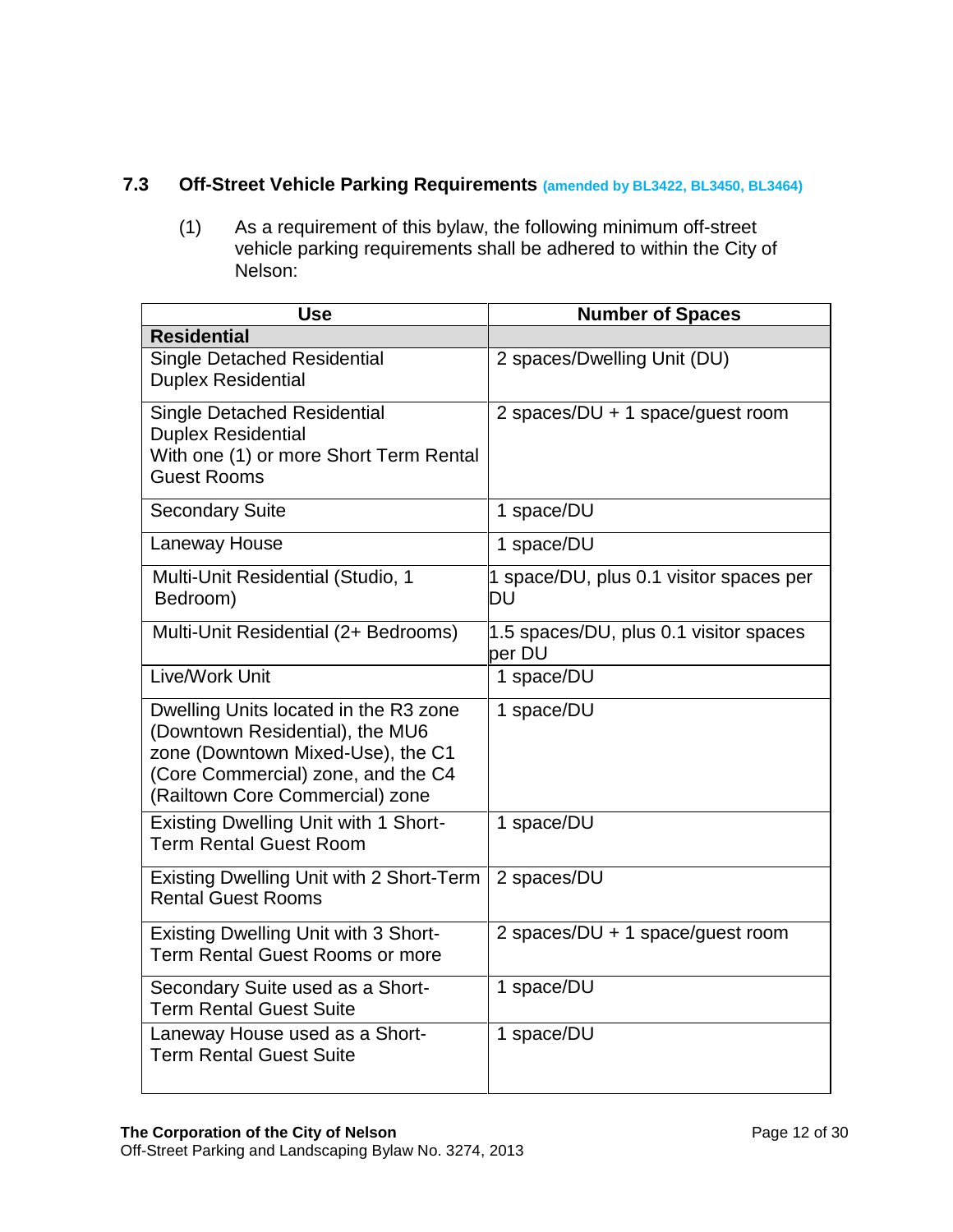## 7.3 Off-Street Vehicle Parking Requirements (amended by BL3422, BL3450, BL3464)

(1) As a requirement of this bylaw, the following minimum off-street vehicle parking requirements shall be adhered to within the City of Nelson:

| Use | Number of Spaces |
|---|---|
| **Residential** | |
| Single Detached Residential<br>Duplex Residential | 2 spaces/Dwelling Unit (DU) |
| Single Detached Residential<br>Duplex Residential<br>With one (1) or more Short Term Rental Guest Rooms | 2 spaces/DU + 1 space/guest room |
| Secondary Suite | 1 space/DU |
| Laneway House | 1 space/DU |
| Multi-Unit Residential (Studio, 1 Bedroom) | 1 space/DU, plus 0.1 visitor spaces per DU |
| Multi-Unit Residential (2+ Bedrooms) | 1.5 spaces/DU, plus 0.1 visitor spaces per DU |
| Live/Work Unit | 1 space/DU |
| Dwelling Units located in the R3 zone (Downtown Residential), the MU6 zone (Downtown Mixed-Use), the C1 (Core Commercial) zone, and the C4 (Railtown Core Commercial) zone | 1 space/DU |
| Existing Dwelling Unit with 1 Short-Term Rental Guest Room | 1 space/DU |
| Existing Dwelling Unit with 2 Short-Term Rental Guest Rooms | 2 spaces/DU |
| Existing Dwelling Unit with 3 Short-Term Rental Guest Rooms or more | 2 spaces/DU + 1 space/guest room |
| Secondary Suite used as a Short-Term Rental Guest Suite | 1 space/DU |
| Laneway House used as a Short-Term Rental Guest Suite | 1 space/DU |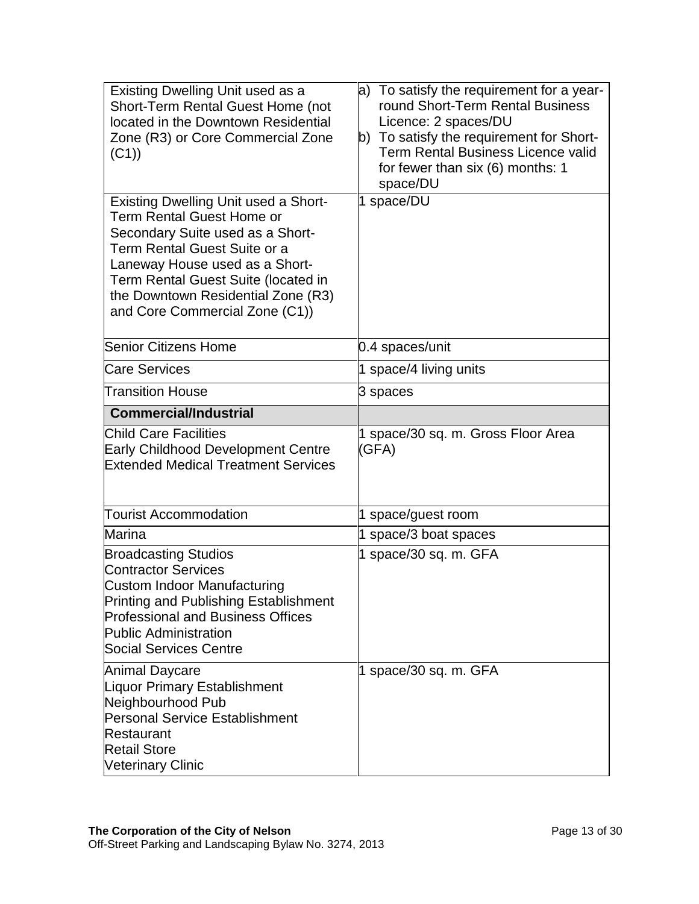| | |
|---|---|
| Existing Dwelling Unit used as a Short-Term Rental Guest Home (not located in the Downtown Residential Zone (R3) or Core Commercial Zone (C1)) | a) To satisfy the requirement for a year-round Short-Term Rental Business Licence: 2 spaces/DU<br>b) To satisfy the requirement for Short-Term Rental Business Licence valid for fewer than six (6) months: 1 space/DU |
| Existing Dwelling Unit used a Short-Term Rental Guest Home or Secondary Suite used as a Short-Term Rental Guest Suite or a Laneway House used as a Short-Term Rental Guest Suite (located in the Downtown Residential Zone (R3) and Core Commercial Zone (C1)) | 1 space/DU |
| Senior Citizens Home | 0.4 spaces/unit |
| Care Services | 1 space/4 living units |
| Transition House | 3 spaces |
| **Commercial/Industrial** | |
| Child Care Facilities<br>Early Childhood Development Centre<br>Extended Medical Treatment Services | 1 space/30 sq. m. Gross Floor Area (GFA) |
| Tourist Accommodation | 1 space/guest room |
| Marina | 1 space/3 boat spaces |
| Broadcasting Studios<br>Contractor Services<br>Custom Indoor Manufacturing<br>Printing and Publishing Establishment<br>Professional and Business Offices<br>Public Administration<br>Social Services Centre | 1 space/30 sq. m. GFA |
| Animal Daycare<br>Liquor Primary Establishment<br>Neighbourhood Pub<br>Personal Service Establishment<br>Restaurant<br>Retail Store<br>Veterinary Clinic | 1 space/30 sq. m. GFA |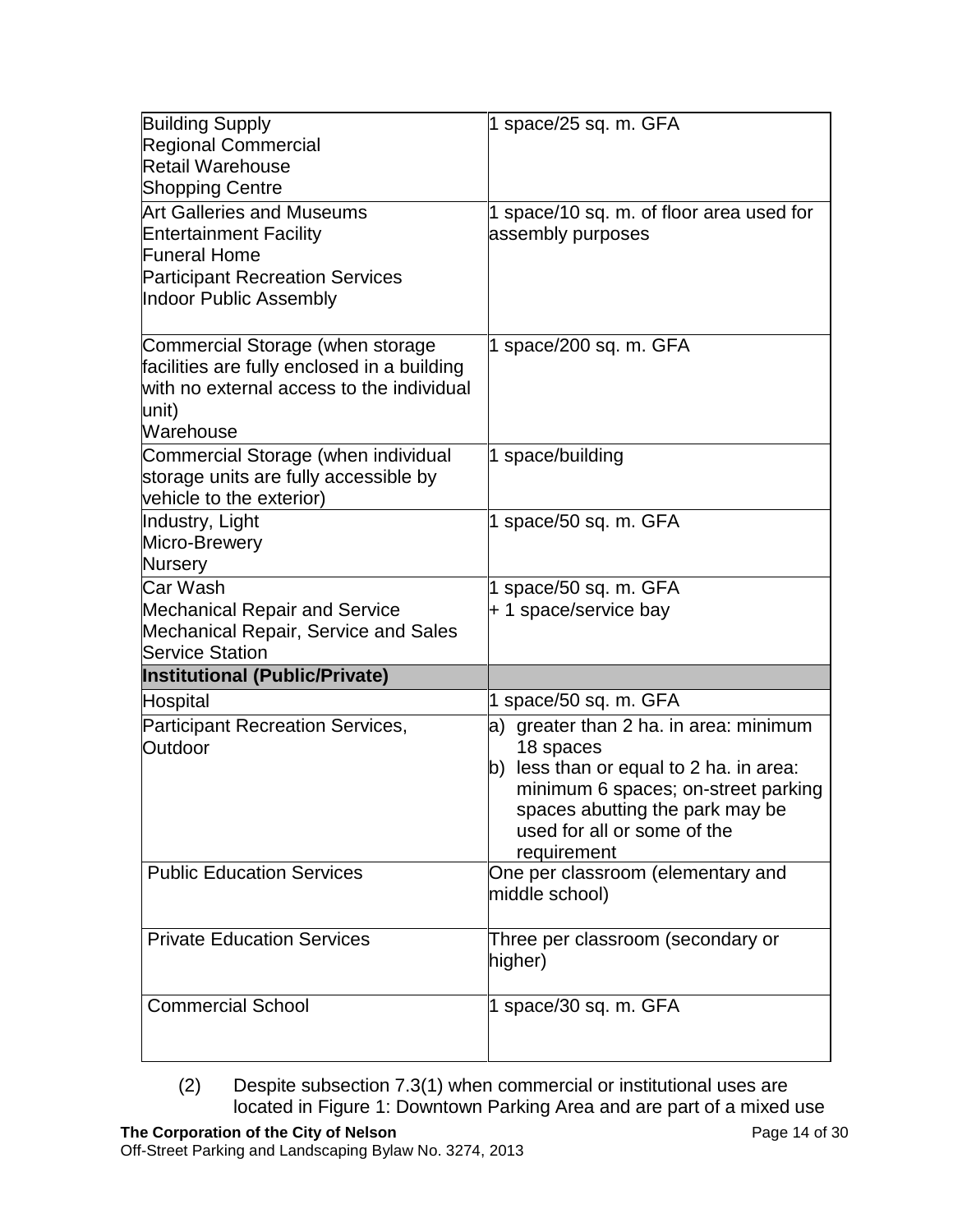| | |
|---|---|
| Building Supply<br>Regional Commercial<br>Retail Warehouse<br>Shopping Centre | 1 space/25 sq. m. GFA |
| Art Galleries and Museums<br>Entertainment Facility<br>Funeral Home<br>Participant Recreation Services<br>Indoor Public Assembly | 1 space/10 sq. m. of floor area used for assembly purposes |
| Commercial Storage (when storage facilities are fully enclosed in a building with no external access to the individual unit)<br>Warehouse | 1 space/200 sq. m. GFA |
| Commercial Storage (when individual storage units are fully accessible by vehicle to the exterior) | 1 space/building |
| Industry, Light<br>Micro-Brewery<br>Nursery | 1 space/50 sq. m. GFA |
| Car Wash<br>Mechanical Repair and Service<br>Mechanical Repair, Service and Sales<br>Service Station | 1 space/50 sq. m. GFA<br>+ 1 space/service bay |
| **Institutional (Public/Private)** | |
| Hospital | 1 space/50 sq. m. GFA |
| Participant Recreation Services, Outdoor | a) greater than 2 ha. in area: minimum 18 spaces<br>b) less than or equal to 2 ha. in area: minimum 6 spaces; on-street parking spaces abutting the park may be used for all or some of the requirement |
| Public Education Services | One per classroom (elementary and middle school) |
| Private Education Services | Three per classroom (secondary or higher) |
| Commercial School | 1 space/30 sq. m. GFA |

(2) Despite subsection 7.3(1) when commercial or institutional uses are located in Figure 1: Downtown Parking Area and are part of a mixed use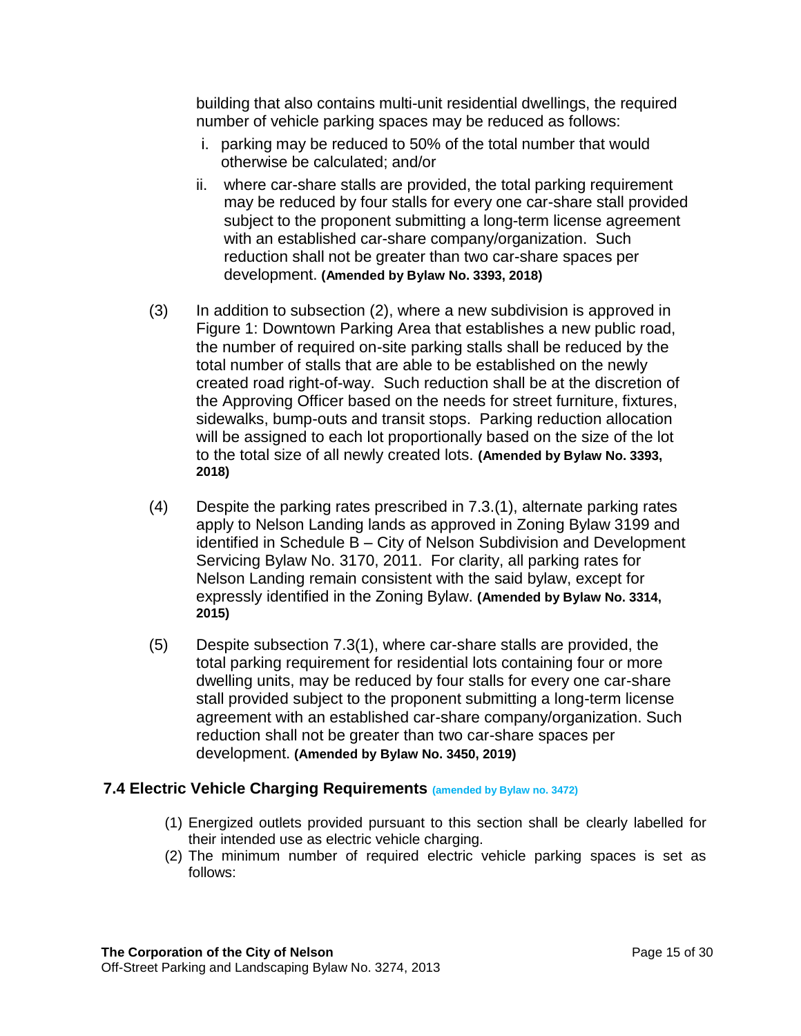building that also contains multi-unit residential dwellings, the required number of vehicle parking spaces may be reduced as follows:

i. parking may be reduced to 50% of the total number that would otherwise be calculated; and/or

ii. where car-share stalls are provided, the total parking requirement may be reduced by four stalls for every one car-share stall provided subject to the proponent submitting a long-term license agreement with an established car-share company/organization. Such reduction shall not be greater than two car-share spaces per development. **(Amended by Bylaw No. 3393, 2018)**

(3) In addition to subsection (2), where a new subdivision is approved in Figure 1: Downtown Parking Area that establishes a new public road, the number of required on-site parking stalls shall be reduced by the total number of stalls that are able to be established on the newly created road right-of-way. Such reduction shall be at the discretion of the Approving Officer based on the needs for street furniture, fixtures, sidewalks, bump-outs and transit stops. Parking reduction allocation will be assigned to each lot proportionally based on the size of the lot to the total size of all newly created lots. **(Amended by Bylaw No. 3393, 2018)**

(4) Despite the parking rates prescribed in 7.3.(1), alternate parking rates apply to Nelson Landing lands as approved in Zoning Bylaw 3199 and identified in Schedule B – City of Nelson Subdivision and Development Servicing Bylaw No. 3170, 2011. For clarity, all parking rates for Nelson Landing remain consistent with the said bylaw, except for expressly identified in the Zoning Bylaw. **(Amended by Bylaw No. 3314, 2015)**

(5) Despite subsection 7.3(1), where car-share stalls are provided, the total parking requirement for residential lots containing four or more dwelling units, may be reduced by four stalls for every one car-share stall provided subject to the proponent submitting a long-term license agreement with an established car-share company/organization. Such reduction shall not be greater than two car-share spaces per development. **(Amended by Bylaw No. 3450, 2019)**

## 7.4 Electric Vehicle Charging Requirements **(amended by Bylaw no. 3472)**

(1) Energized outlets provided pursuant to this section shall be clearly labelled for their intended use as electric vehicle charging.

(2) The minimum number of required electric vehicle parking spaces is set as follows: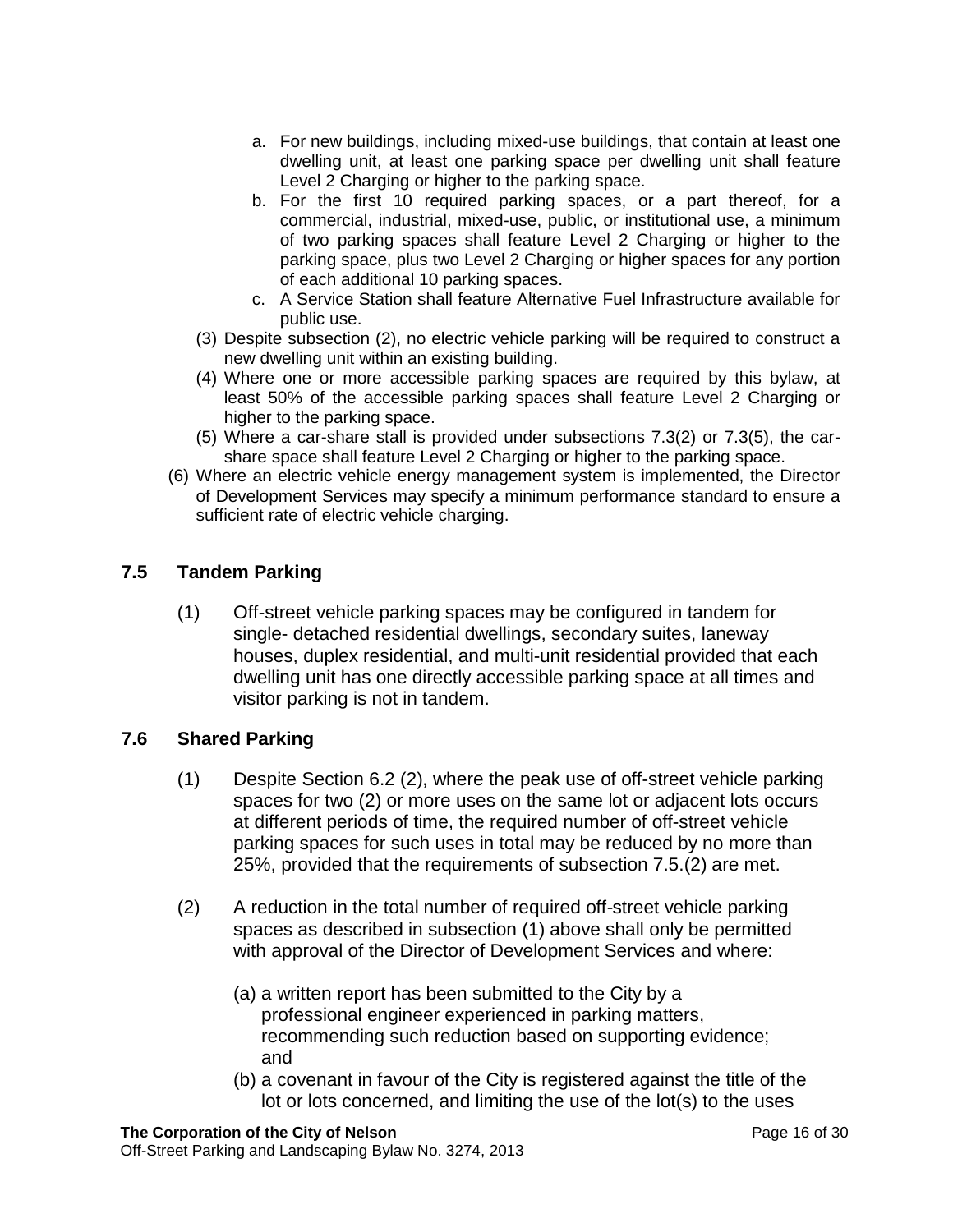a. For new buildings, including mixed-use buildings, that contain at least one dwelling unit, at least one parking space per dwelling unit shall feature Level 2 Charging or higher to the parking space.
b. For the first 10 required parking spaces, or a part thereof, for a commercial, industrial, mixed-use, public, or institutional use, a minimum of two parking spaces shall feature Level 2 Charging or higher to the parking space, plus two Level 2 Charging or higher spaces for any portion of each additional 10 parking spaces.
c. A Service Station shall feature Alternative Fuel Infrastructure available for public use.

(3) Despite subsection (2), no electric vehicle parking will be required to construct a new dwelling unit within an existing building.

(4) Where one or more accessible parking spaces are required by this bylaw, at least 50% of the accessible parking spaces shall feature Level 2 Charging or higher to the parking space.

(5) Where a car-share stall is provided under subsections 7.3(2) or 7.3(5), the car-share space shall feature Level 2 Charging or higher to the parking space.

(6) Where an electric vehicle energy management system is implemented, the Director of Development Services may specify a minimum performance standard to ensure a sufficient rate of electric vehicle charging.

## 7.5 Tandem Parking

(1) Off-street vehicle parking spaces may be configured in tandem for single- detached residential dwellings, secondary suites, laneway houses, duplex residential, and multi-unit residential provided that each dwelling unit has one directly accessible parking space at all times and visitor parking is not in tandem.

## 7.6 Shared Parking

(1) Despite Section 6.2 (2), where the peak use of off-street vehicle parking spaces for two (2) or more uses on the same lot or adjacent lots occurs at different periods of time, the required number of off-street vehicle parking spaces for such uses in total may be reduced by no more than 25%, provided that the requirements of subsection 7.5.(2) are met.

(2) A reduction in the total number of required off-street vehicle parking spaces as described in subsection (1) above shall only be permitted with approval of the Director of Development Services and where:

(a) a written report has been submitted to the City by a professional engineer experienced in parking matters, recommending such reduction based on supporting evidence; and

(b) a covenant in favour of the City is registered against the title of the lot or lots concerned, and limiting the use of the lot(s) to the uses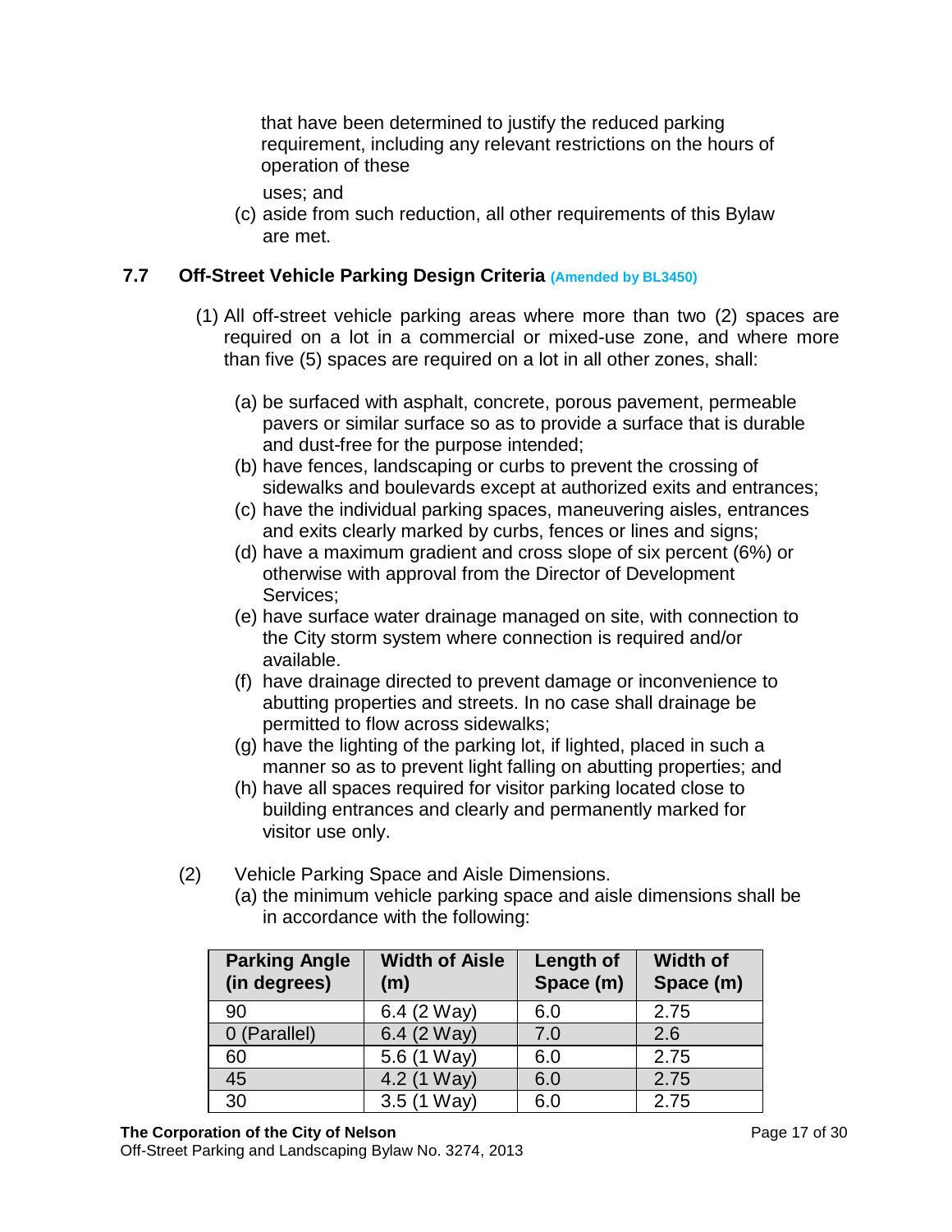that have been determined to justify the reduced parking requirement, including any relevant restrictions on the hours of operation of these uses; and

(c) aside from such reduction, all other requirements of this Bylaw are met.

### 7.7 Off-Street Vehicle Parking Design Criteria (Amended by BL3450)

(1) All off-street vehicle parking areas where more than two (2) spaces are required on a lot in a commercial or mixed-use zone, and where more than five (5) spaces are required on a lot in all other zones, shall:

(a) be surfaced with asphalt, concrete, porous pavement, permeable pavers or similar surface so as to provide a surface that is durable and dust-free for the purpose intended;
(b) have fences, landscaping or curbs to prevent the crossing of sidewalks and boulevards except at authorized exits and entrances;
(c) have the individual parking spaces, maneuvering aisles, entrances and exits clearly marked by curbs, fences or lines and signs;
(d) have a maximum gradient and cross slope of six percent (6%) or otherwise with approval from the Director of Development Services;
(e) have surface water drainage managed on site, with connection to the City storm system where connection is required and/or available.
(f) have drainage directed to prevent damage or inconvenience to abutting properties and streets. In no case shall drainage be permitted to flow across sidewalks;
(g) have the lighting of the parking lot, if lighted, placed in such a manner so as to prevent light falling on abutting properties; and
(h) have all spaces required for visitor parking located close to building entrances and clearly and permanently marked for visitor use only.

(2) Vehicle Parking Space and Aisle Dimensions.

(a) the minimum vehicle parking space and aisle dimensions shall be in accordance with the following:

| Parking Angle (in degrees) | Width of Aisle (m) | Length of Space (m) | Width of Space (m) |
|---|---|---|---|
| 90 | 6.4 (2 Way) | 6.0 | 2.75 |
| 0 (Parallel) | 6.4 (2 Way) | 7.0 | 2.6 |
| 60 | 5.6 (1 Way) | 6.0 | 2.75 |
| 45 | 4.2 (1 Way) | 6.0 | 2.75 |
| 30 | 3.5 (1 Way) | 6.0 | 2.75 |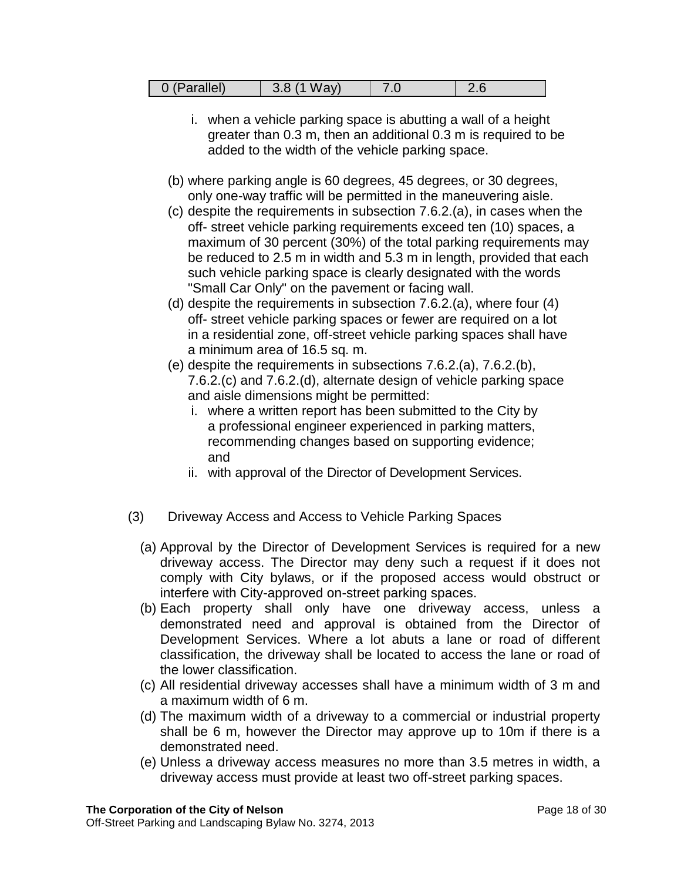| 0 (Parallel) | 3.8 (1 Way) | 7.0 | 2.6 |
|---|---|---|---|

i. when a vehicle parking space is abutting a wall of a height greater than 0.3 m, then an additional 0.3 m is required to be added to the width of the vehicle parking space.

(b) where parking angle is 60 degrees, 45 degrees, or 30 degrees, only one-way traffic will be permitted in the maneuvering aisle.

(c) despite the requirements in subsection 7.6.2.(a), in cases when the off- street vehicle parking requirements exceed ten (10) spaces, a maximum of 30 percent (30%) of the total parking requirements may be reduced to 2.5 m in width and 5.3 m in length, provided that each such vehicle parking space is clearly designated with the words "Small Car Only" on the pavement or facing wall.

(d) despite the requirements in subsection 7.6.2.(a), where four (4) off- street vehicle parking spaces or fewer are required on a lot in a residential zone, off-street vehicle parking spaces shall have a minimum area of 16.5 sq. m.

(e) despite the requirements in subsections 7.6.2.(a), 7.6.2.(b), 7.6.2.(c) and 7.6.2.(d), alternate design of vehicle parking space and aisle dimensions might be permitted:

i. where a written report has been submitted to the City by a professional engineer experienced in parking matters, recommending changes based on supporting evidence; and

ii. with approval of the Director of Development Services.

(3) Driveway Access and Access to Vehicle Parking Spaces

(a) Approval by the Director of Development Services is required for a new driveway access. The Director may deny such a request if it does not comply with City bylaws, or if the proposed access would obstruct or interfere with City-approved on-street parking spaces.

(b) Each property shall only have one driveway access, unless a demonstrated need and approval is obtained from the Director of Development Services. Where a lot abuts a lane or road of different classification, the driveway shall be located to access the lane or road of the lower classification.

(c) All residential driveway accesses shall have a minimum width of 3 m and a maximum width of 6 m.

(d) The maximum width of a driveway to a commercial or industrial property shall be 6 m, however the Director may approve up to 10m if there is a demonstrated need.

(e) Unless a driveway access measures no more than 3.5 metres in width, a driveway access must provide at least two off-street parking spaces.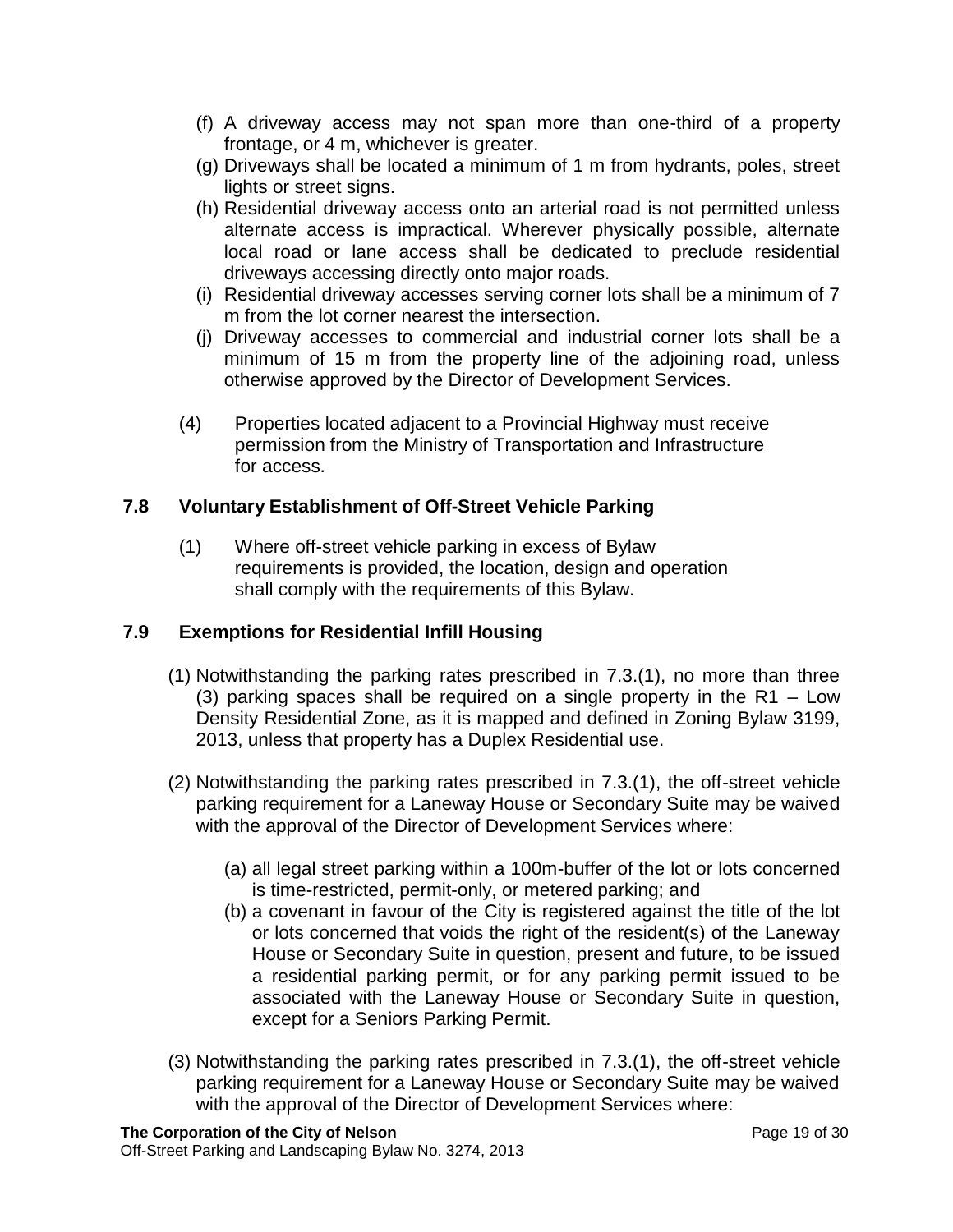(f) A driveway access may not span more than one-third of a property frontage, or 4 m, whichever is greater.

(g) Driveways shall be located a minimum of 1 m from hydrants, poles, street lights or street signs.

(h) Residential driveway access onto an arterial road is not permitted unless alternate access is impractical. Wherever physically possible, alternate local road or lane access shall be dedicated to preclude residential driveways accessing directly onto major roads.

(i) Residential driveway accesses serving corner lots shall be a minimum of 7 m from the lot corner nearest the intersection.

(j) Driveway accesses to commercial and industrial corner lots shall be a minimum of 15 m from the property line of the adjoining road, unless otherwise approved by the Director of Development Services.

(4) Properties located adjacent to a Provincial Highway must receive permission from the Ministry of Transportation and Infrastructure for access.

## 7.8 Voluntary Establishment of Off-Street Vehicle Parking

(1) Where off-street vehicle parking in excess of Bylaw requirements is provided, the location, design and operation shall comply with the requirements of this Bylaw.

## 7.9 Exemptions for Residential Infill Housing

(1) Notwithstanding the parking rates prescribed in 7.3.(1), no more than three (3) parking spaces shall be required on a single property in the R1 – Low Density Residential Zone, as it is mapped and defined in Zoning Bylaw 3199, 2013, unless that property has a Duplex Residential use.

(2) Notwithstanding the parking rates prescribed in 7.3.(1), the off-street vehicle parking requirement for a Laneway House or Secondary Suite may be waived with the approval of the Director of Development Services where:

(a) all legal street parking within a 100m-buffer of the lot or lots concerned is time-restricted, permit-only, or metered parking; and

(b) a covenant in favour of the City is registered against the title of the lot or lots concerned that voids the right of the resident(s) of the Laneway House or Secondary Suite in question, present and future, to be issued a residential parking permit, or for any parking permit issued to be associated with the Laneway House or Secondary Suite in question, except for a Seniors Parking Permit.

(3) Notwithstanding the parking rates prescribed in 7.3.(1), the off-street vehicle parking requirement for a Laneway House or Secondary Suite may be waived with the approval of the Director of Development Services where: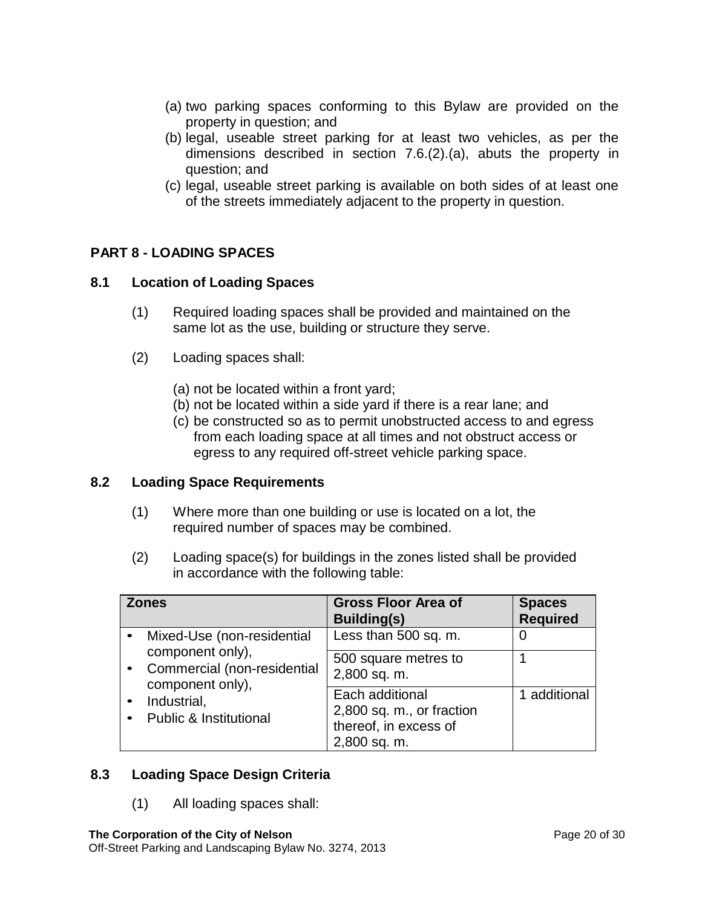(a) two parking spaces conforming to this Bylaw are provided on the property in question; and
(b) legal, useable street parking for at least two vehicles, as per the dimensions described in section 7.6.(2).(a), abuts the property in question; and
(c) legal, useable street parking is available on both sides of at least one of the streets immediately adjacent to the property in question.

## PART 8 - LOADING SPACES

### 8.1 Location of Loading Spaces

(1) Required loading spaces shall be provided and maintained on the same lot as the use, building or structure they serve.

(2) Loading spaces shall:

(a) not be located within a front yard;
(b) not be located within a side yard if there is a rear lane; and
(c) be constructed so as to permit unobstructed access to and egress from each loading space at all times and not obstruct access or egress to any required off-street vehicle parking space.

### 8.2 Loading Space Requirements

(1) Where more than one building or use is located on a lot, the required number of spaces may be combined.

(2) Loading space(s) for buildings in the zones listed shall be provided in accordance with the following table:

| Zones | Gross Floor Area of Building(s) | Spaces Required |
|---|---|---|
| • Mixed-Use (non-residential component only),<br>• Commercial (non-residential component only),<br>• Industrial,<br>• Public & Institutional | Less than 500 sq. m. | 0 |
| | 500 square metres to 2,800 sq. m. | 1 |
| | Each additional 2,800 sq. m., or fraction thereof, in excess of 2,800 sq. m. | 1 additional |

### 8.3 Loading Space Design Criteria

(1) All loading spaces shall: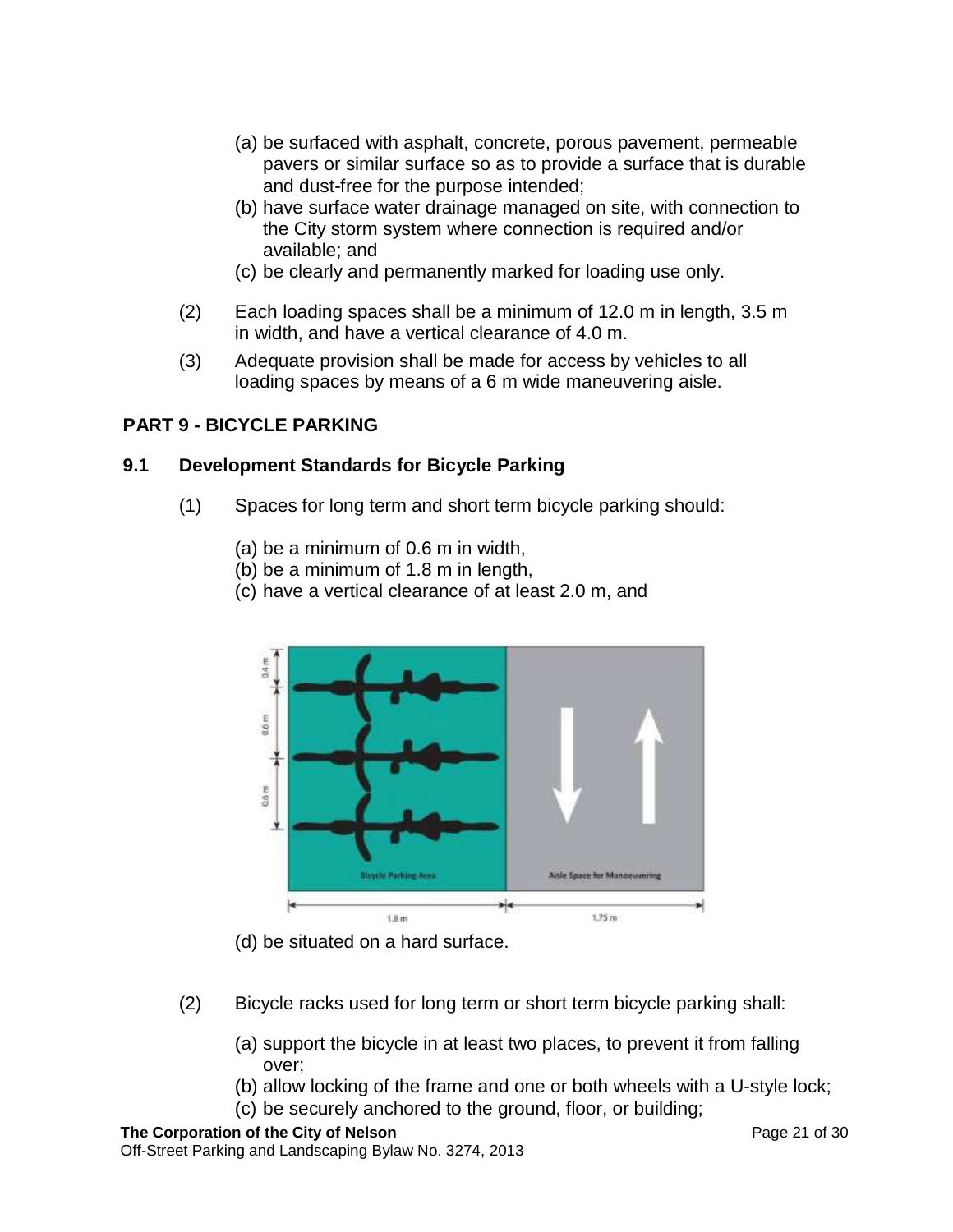(a) be surfaced with asphalt, concrete, porous pavement, permeable pavers or similar surface so as to provide a surface that is durable and dust-free for the purpose intended;
(b) have surface water drainage managed on site, with connection to the City storm system where connection is required and/or available; and
(c) be clearly and permanently marked for loading use only.

(2) Each loading spaces shall be a minimum of 12.0 m in length, 3.5 m in width, and have a vertical clearance of 4.0 m.

(3) Adequate provision shall be made for access by vehicles to all loading spaces by means of a 6 m wide maneuvering aisle.

## PART 9 - BICYCLE PARKING

### 9.1 Development Standards for Bicycle Parking

(1) Spaces for long term and short term bicycle parking should:

(a) be a minimum of 0.6 m in width,
(b) be a minimum of 1.8 m in length,
(c) have a vertical clearance of at least 2.0 m, and

(d) be situated on a hard surface.

(2) Bicycle racks used for long term or short term bicycle parking shall:

(a) support the bicycle in at least two places, to prevent it from falling over;
(b) allow locking of the frame and one or both wheels with a U-style lock;
(c) be securely anchored to the ground, floor, or building;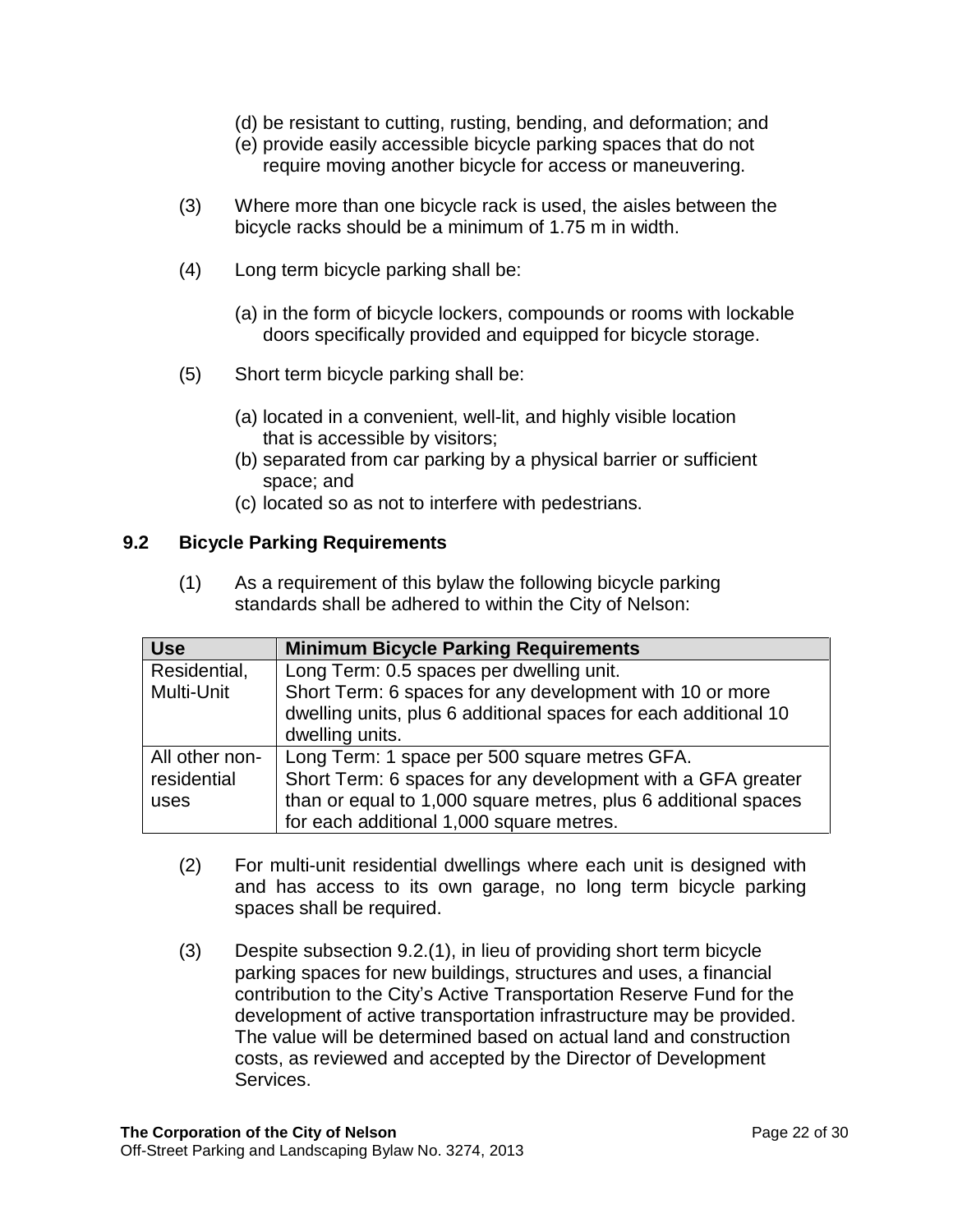(d) be resistant to cutting, rusting, bending, and deformation; and
(e) provide easily accessible bicycle parking spaces that do not require moving another bicycle for access or maneuvering.

(3) Where more than one bicycle rack is used, the aisles between the bicycle racks should be a minimum of 1.75 m in width.

(4) Long term bicycle parking shall be:

(a) in the form of bicycle lockers, compounds or rooms with lockable doors specifically provided and equipped for bicycle storage.

(5) Short term bicycle parking shall be:

(a) located in a convenient, well-lit, and highly visible location that is accessible by visitors;
(b) separated from car parking by a physical barrier or sufficient space; and
(c) located so as not to interfere with pedestrians.

### 9.2 Bicycle Parking Requirements

(1) As a requirement of this bylaw the following bicycle parking standards shall be adhered to within the City of Nelson:

| Use | Minimum Bicycle Parking Requirements |
|---|---|
| Residential, Multi-Unit | Long Term: 0.5 spaces per dwelling unit.<br>Short Term: 6 spaces for any development with 10 or more dwelling units, plus 6 additional spaces for each additional 10 dwelling units. |
| All other non-residential uses | Long Term: 1 space per 500 square metres GFA.<br>Short Term: 6 spaces for any development with a GFA greater than or equal to 1,000 square metres, plus 6 additional spaces for each additional 1,000 square metres. |

(2) For multi-unit residential dwellings where each unit is designed with and has access to its own garage, no long term bicycle parking spaces shall be required.

(3) Despite subsection 9.2.(1), in lieu of providing short term bicycle parking spaces for new buildings, structures and uses, a financial contribution to the City's Active Transportation Reserve Fund for the development of active transportation infrastructure may be provided. The value will be determined based on actual land and construction costs, as reviewed and accepted by the Director of Development Services.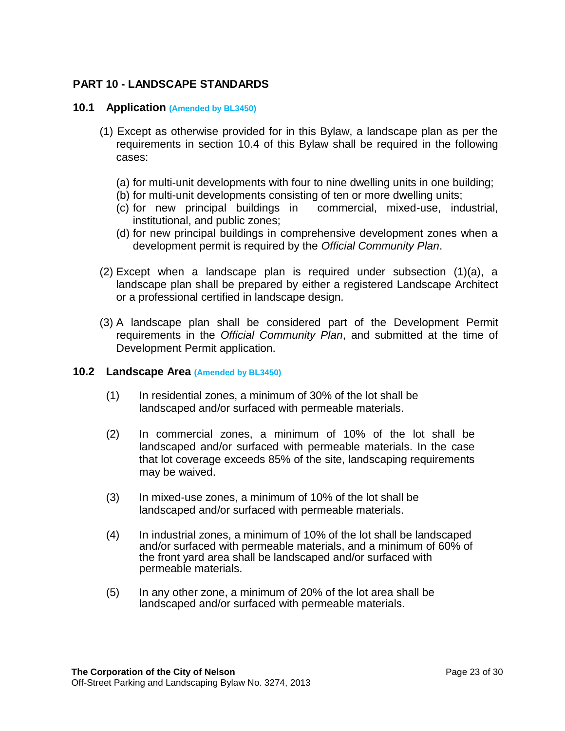# PART 10 - LANDSCAPE STANDARDS

## 10.1 Application (Amended by BL3450)

(1) Except as otherwise provided for in this Bylaw, a landscape plan as per the requirements in section 10.4 of this Bylaw shall be required in the following cases:

(a) for multi-unit developments with four to nine dwelling units in one building;
(b) for multi-unit developments consisting of ten or more dwelling units;
(c) for new principal buildings in commercial, mixed-use, industrial, institutional, and public zones;
(d) for new principal buildings in comprehensive development zones when a development permit is required by the *Official Community Plan*.

(2) Except when a landscape plan is required under subsection (1)(a), a landscape plan shall be prepared by either a registered Landscape Architect or a professional certified in landscape design.

(3) A landscape plan shall be considered part of the Development Permit requirements in the *Official Community Plan*, and submitted at the time of Development Permit application.

## 10.2 Landscape Area (Amended by BL3450)

(1) In residential zones, a minimum of 30% of the lot shall be landscaped and/or surfaced with permeable materials.

(2) In commercial zones, a minimum of 10% of the lot shall be landscaped and/or surfaced with permeable materials. In the case that lot coverage exceeds 85% of the site, landscaping requirements may be waived.

(3) In mixed-use zones, a minimum of 10% of the lot shall be landscaped and/or surfaced with permeable materials.

(4) In industrial zones, a minimum of 10% of the lot shall be landscaped and/or surfaced with permeable materials, and a minimum of 60% of the front yard area shall be landscaped and/or surfaced with permeable materials.

(5) In any other zone, a minimum of 20% of the lot area shall be landscaped and/or surfaced with permeable materials.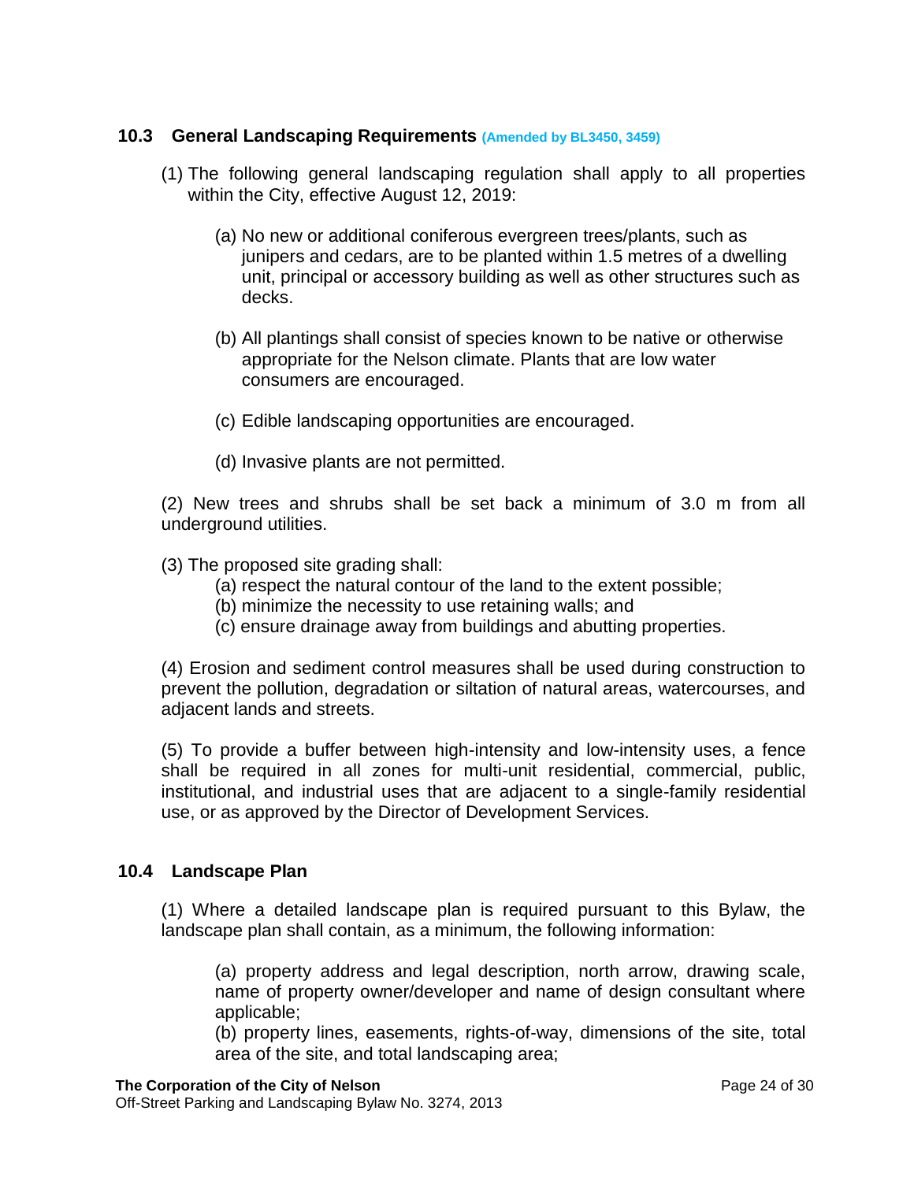### 10.3 General Landscaping Requirements (Amended by BL3450, 3459)

(1) The following general landscaping regulation shall apply to all properties within the City, effective August 12, 2019:

(a) No new or additional coniferous evergreen trees/plants, such as junipers and cedars, are to be planted within 1.5 metres of a dwelling unit, principal or accessory building as well as other structures such as decks.

(b) All plantings shall consist of species known to be native or otherwise appropriate for the Nelson climate. Plants that are low water consumers are encouraged.

(c) Edible landscaping opportunities are encouraged.

(d) Invasive plants are not permitted.

(2) New trees and shrubs shall be set back a minimum of 3.0 m from all underground utilities.

(3) The proposed site grading shall:

(a) respect the natural contour of the land to the extent possible;
(b) minimize the necessity to use retaining walls; and
(c) ensure drainage away from buildings and abutting properties.

(4) Erosion and sediment control measures shall be used during construction to prevent the pollution, degradation or siltation of natural areas, watercourses, and adjacent lands and streets.

(5) To provide a buffer between high-intensity and low-intensity uses, a fence shall be required in all zones for multi-unit residential, commercial, public, institutional, and industrial uses that are adjacent to a single-family residential use, or as approved by the Director of Development Services.

### 10.4 Landscape Plan

(1) Where a detailed landscape plan is required pursuant to this Bylaw, the landscape plan shall contain, as a minimum, the following information:

(a) property address and legal description, north arrow, drawing scale, name of property owner/developer and name of design consultant where applicable;
(b) property lines, easements, rights-of-way, dimensions of the site, total area of the site, and total landscaping area;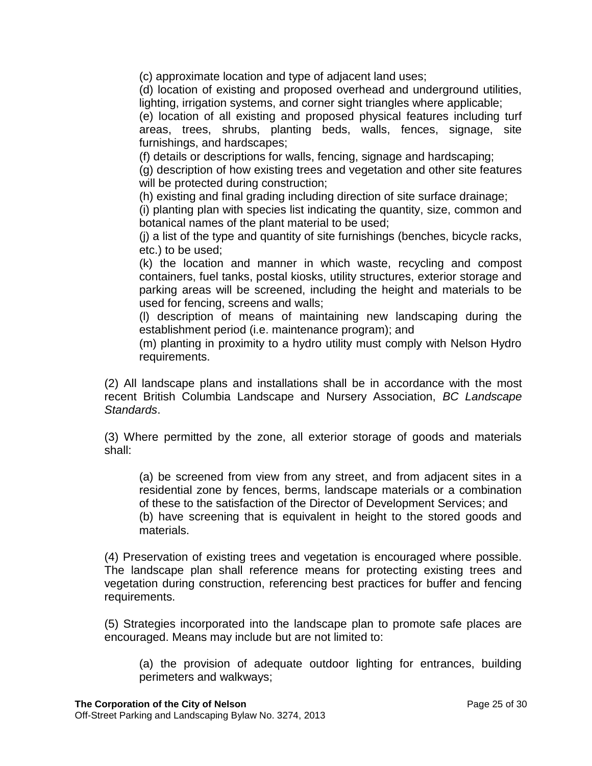(c) approximate location and type of adjacent land uses;
(d) location of existing and proposed overhead and underground utilities, lighting, irrigation systems, and corner sight triangles where applicable;
(e) location of all existing and proposed physical features including turf areas, trees, shrubs, planting beds, walls, fences, signage, site furnishings, and hardscapes;
(f) details or descriptions for walls, fencing, signage and hardscaping;
(g) description of how existing trees and vegetation and other site features will be protected during construction;
(h) existing and final grading including direction of site surface drainage;
(i) planting plan with species list indicating the quantity, size, common and botanical names of the plant material to be used;
(j) a list of the type and quantity of site furnishings (benches, bicycle racks, etc.) to be used;
(k) the location and manner in which waste, recycling and compost containers, fuel tanks, postal kiosks, utility structures, exterior storage and parking areas will be screened, including the height and materials to be used for fencing, screens and walls;
(l) description of means of maintaining new landscaping during the establishment period (i.e. maintenance program); and
(m) planting in proximity to a hydro utility must comply with Nelson Hydro requirements.

(2) All landscape plans and installations shall be in accordance with the most recent British Columbia Landscape and Nursery Association, *BC Landscape Standards*.

(3) Where permitted by the zone, all exterior storage of goods and materials shall:

(a) be screened from view from any street, and from adjacent sites in a residential zone by fences, berms, landscape materials or a combination of these to the satisfaction of the Director of Development Services; and
(b) have screening that is equivalent in height to the stored goods and materials.

(4) Preservation of existing trees and vegetation is encouraged where possible. The landscape plan shall reference means for protecting existing trees and vegetation during construction, referencing best practices for buffer and fencing requirements.

(5) Strategies incorporated into the landscape plan to promote safe places are encouraged. Means may include but are not limited to:

(a) the provision of adequate outdoor lighting for entrances, building perimeters and walkways;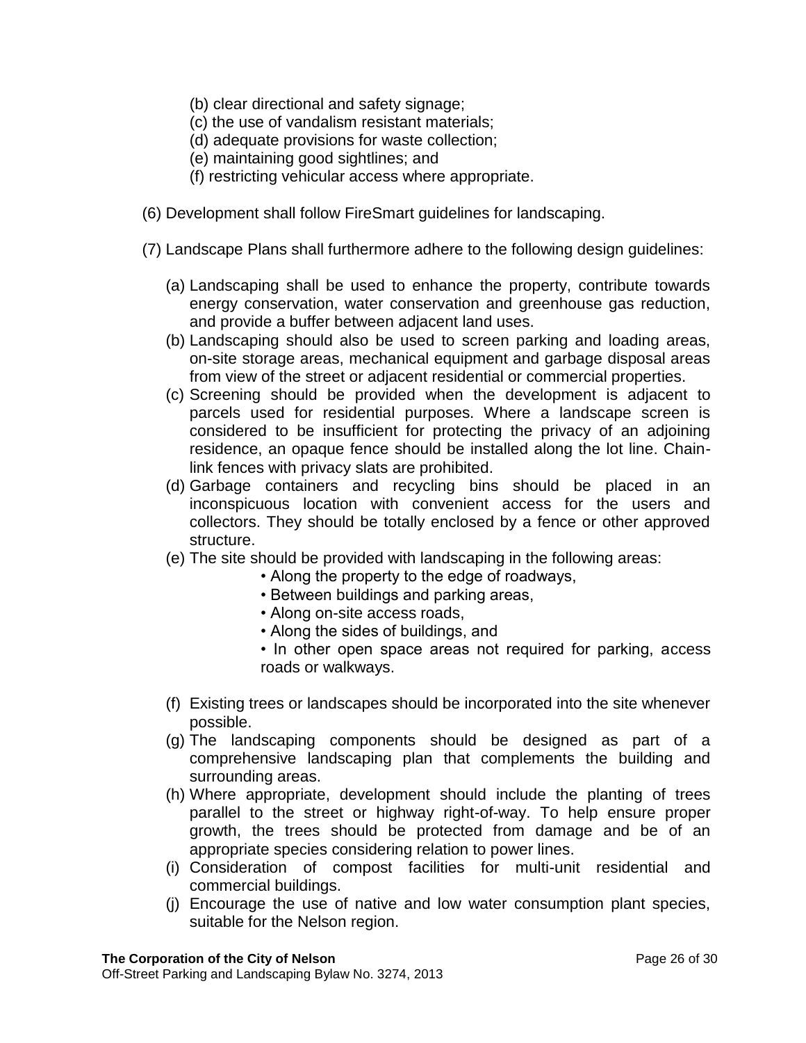(b) clear directional and safety signage;
(c) the use of vandalism resistant materials;
(d) adequate provisions for waste collection;
(e) maintaining good sightlines; and
(f) restricting vehicular access where appropriate.

(6) Development shall follow FireSmart guidelines for landscaping.

(7) Landscape Plans shall furthermore adhere to the following design guidelines:

(a) Landscaping shall be used to enhance the property, contribute towards energy conservation, water conservation and greenhouse gas reduction, and provide a buffer between adjacent land uses.
(b) Landscaping should also be used to screen parking and loading areas, on-site storage areas, mechanical equipment and garbage disposal areas from view of the street or adjacent residential or commercial properties.
(c) Screening should be provided when the development is adjacent to parcels used for residential purposes. Where a landscape screen is considered to be insufficient for protecting the privacy of an adjoining residence, an opaque fence should be installed along the lot line. Chain-link fences with privacy slats are prohibited.
(d) Garbage containers and recycling bins should be placed in an inconspicuous location with convenient access for the users and collectors. They should be totally enclosed by a fence or other approved structure.
(e) The site should be provided with landscaping in the following areas:
  - Along the property to the edge of roadways,
  - Between buildings and parking areas,
  - Along on-site access roads,
  - Along the sides of buildings, and
  - In other open space areas not required for parking, access roads or walkways.

(f) Existing trees or landscapes should be incorporated into the site whenever possible.
(g) The landscaping components should be designed as part of a comprehensive landscaping plan that complements the building and surrounding areas.
(h) Where appropriate, development should include the planting of trees parallel to the street or highway right-of-way. To help ensure proper growth, the trees should be protected from damage and be of an appropriate species considering relation to power lines.
(i) Consideration of compost facilities for multi-unit residential and commercial buildings.
(j) Encourage the use of native and low water consumption plant species, suitable for the Nelson region.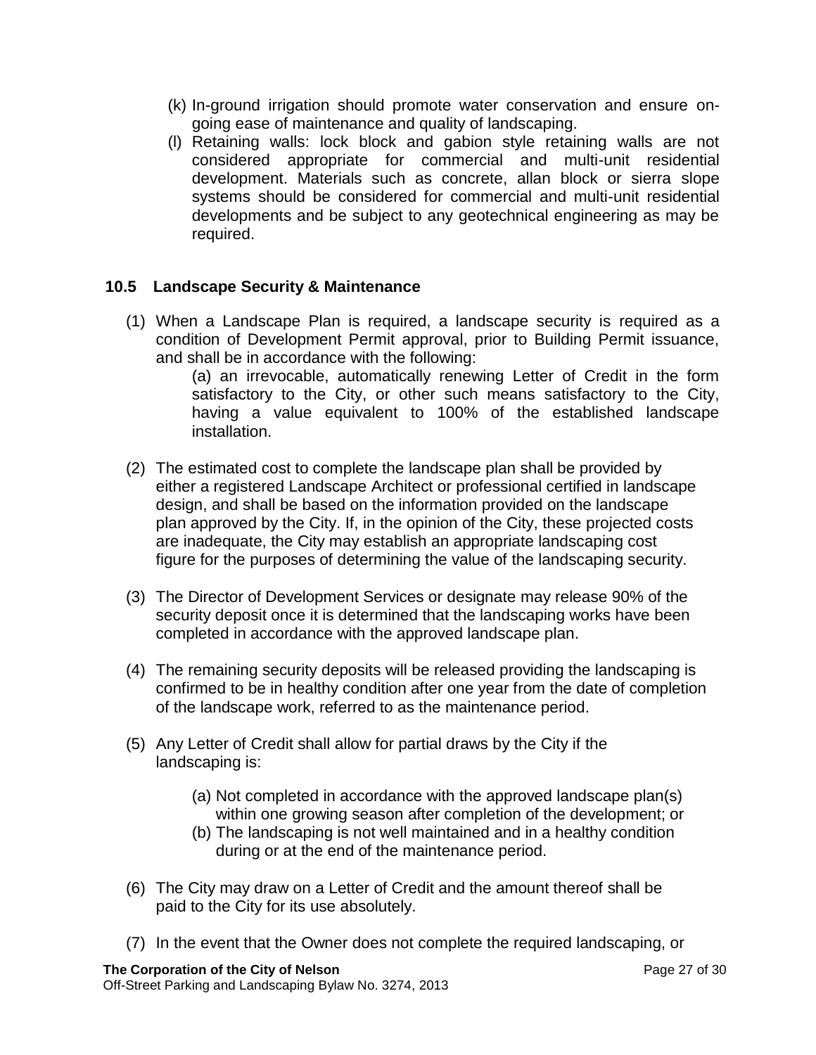(k) In-ground irrigation should promote water conservation and ensure on-going ease of maintenance and quality of landscaping.

(l) Retaining walls: lock block and gabion style retaining walls are not considered appropriate for commercial and multi-unit residential development. Materials such as concrete, allan block or sierra slope systems should be considered for commercial and multi-unit residential developments and be subject to any geotechnical engineering as may be required.

## 10.5 Landscape Security & Maintenance

(1) When a Landscape Plan is required, a landscape security is required as a condition of Development Permit approval, prior to Building Permit issuance, and shall be in accordance with the following:

(a) an irrevocable, automatically renewing Letter of Credit in the form satisfactory to the City, or other such means satisfactory to the City, having a value equivalent to 100% of the established landscape installation.

(2) The estimated cost to complete the landscape plan shall be provided by either a registered Landscape Architect or professional certified in landscape design, and shall be based on the information provided on the landscape plan approved by the City. If, in the opinion of the City, these projected costs are inadequate, the City may establish an appropriate landscaping cost figure for the purposes of determining the value of the landscaping security.

(3) The Director of Development Services or designate may release 90% of the security deposit once it is determined that the landscaping works have been completed in accordance with the approved landscape plan.

(4) The remaining security deposits will be released providing the landscaping is confirmed to be in healthy condition after one year from the date of completion of the landscape work, referred to as the maintenance period.

(5) Any Letter of Credit shall allow for partial draws by the City if the landscaping is:

(a) Not completed in accordance with the approved landscape plan(s) within one growing season after completion of the development; or

(b) The landscaping is not well maintained and in a healthy condition during or at the end of the maintenance period.

(6) The City may draw on a Letter of Credit and the amount thereof shall be paid to the City for its use absolutely.

(7) In the event that the Owner does not complete the required landscaping, or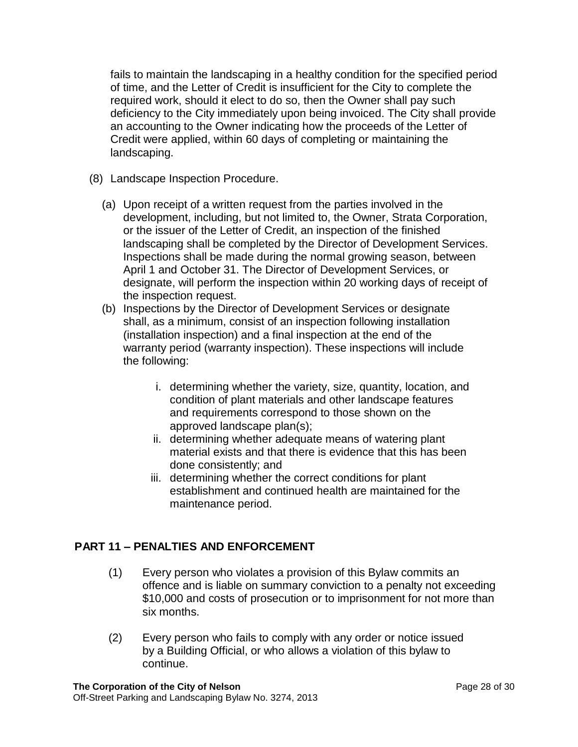fails to maintain the landscaping in a healthy condition for the specified period of time, and the Letter of Credit is insufficient for the City to complete the required work, should it elect to do so, then the Owner shall pay such deficiency to the City immediately upon being invoiced. The City shall provide an accounting to the Owner indicating how the proceeds of the Letter of Credit were applied, within 60 days of completing or maintaining the landscaping.

(8) Landscape Inspection Procedure.

(a) Upon receipt of a written request from the parties involved in the development, including, but not limited to, the Owner, Strata Corporation, or the issuer of the Letter of Credit, an inspection of the finished landscaping shall be completed by the Director of Development Services. Inspections shall be made during the normal growing season, between April 1 and October 31. The Director of Development Services, or designate, will perform the inspection within 20 working days of receipt of the inspection request.

(b) Inspections by the Director of Development Services or designate shall, as a minimum, consist of an inspection following installation (installation inspection) and a final inspection at the end of the warranty period (warranty inspection). These inspections will include the following:

i. determining whether the variety, size, quantity, location, and condition of plant materials and other landscape features and requirements correspond to those shown on the approved landscape plan(s);

ii. determining whether adequate means of watering plant material exists and that there is evidence that this has been done consistently; and

iii. determining whether the correct conditions for plant establishment and continued health are maintained for the maintenance period.

## PART 11 – PENALTIES AND ENFORCEMENT

(1) Every person who violates a provision of this Bylaw commits an offence and is liable on summary conviction to a penalty not exceeding $10,000 and costs of prosecution or to imprisonment for not more than six months.

(2) Every person who fails to comply with any order or notice issued by a Building Official, or who allows a violation of this bylaw to continue.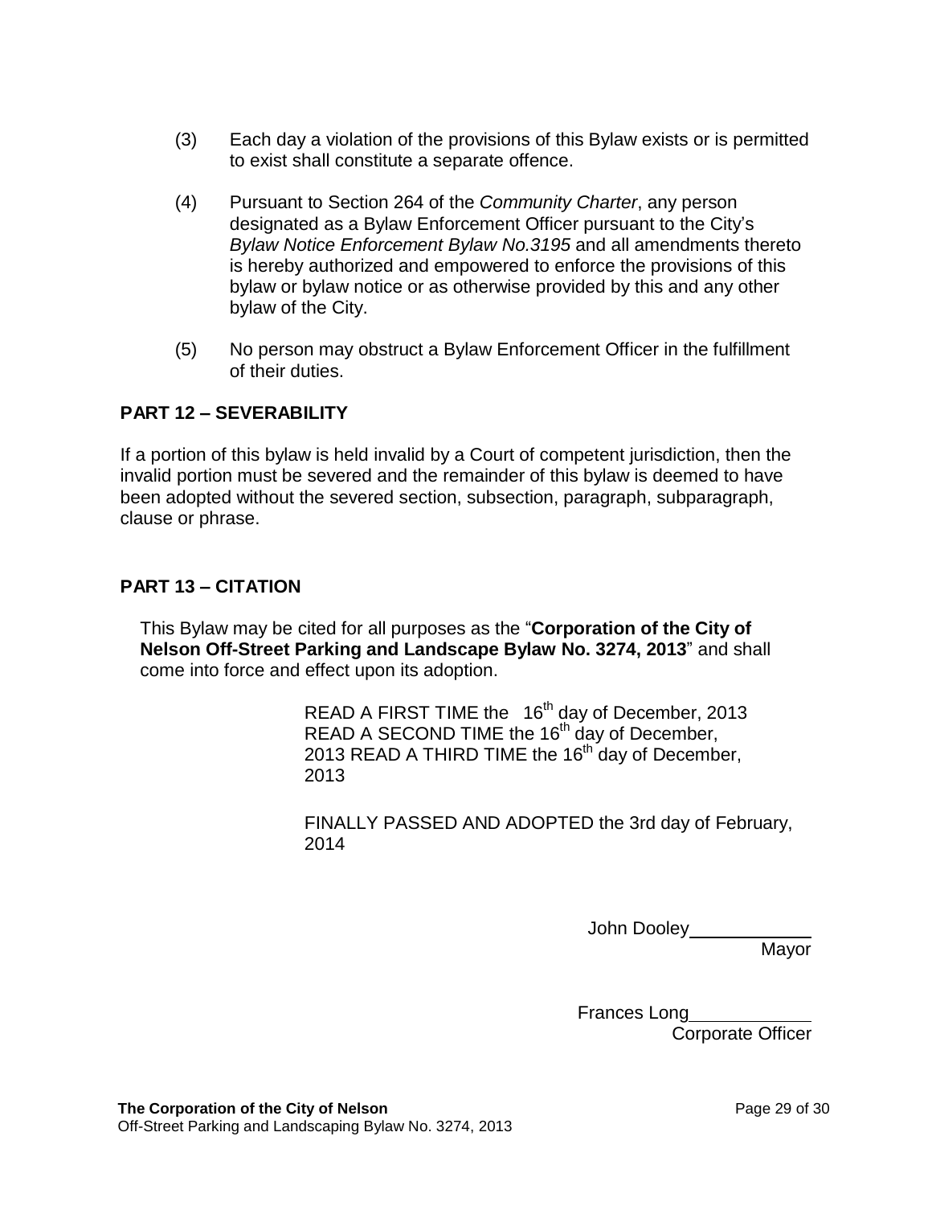(3) Each day a violation of the provisions of this Bylaw exists or is permitted to exist shall constitute a separate offence.

(4) Pursuant to Section 264 of the *Community Charter*, any person designated as a Bylaw Enforcement Officer pursuant to the City's *Bylaw Notice Enforcement Bylaw No.3195* and all amendments thereto is hereby authorized and empowered to enforce the provisions of this bylaw or bylaw notice or as otherwise provided by this and any other bylaw of the City.

(5) No person may obstruct a Bylaw Enforcement Officer in the fulfillment of their duties.

## PART 12 – SEVERABILITY

If a portion of this bylaw is held invalid by a Court of competent jurisdiction, then the invalid portion must be severed and the remainder of this bylaw is deemed to have been adopted without the severed section, subsection, paragraph, subparagraph, clause or phrase.

## PART 13 – CITATION

This Bylaw may be cited for all purposes as the "**Corporation of the City of Nelson Off-Street Parking and Landscape Bylaw No. 3274, 2013**" and shall come into force and effect upon its adoption.

READ A FIRST TIME the 16th day of December, 2013
READ A SECOND TIME the 16th day of December, 2013
READ A THIRD TIME the 16th day of December, 2013

FINALLY PASSED AND ADOPTED the 3rd day of February, 2014

John Dooley
Mayor

Frances Long
Corporate Officer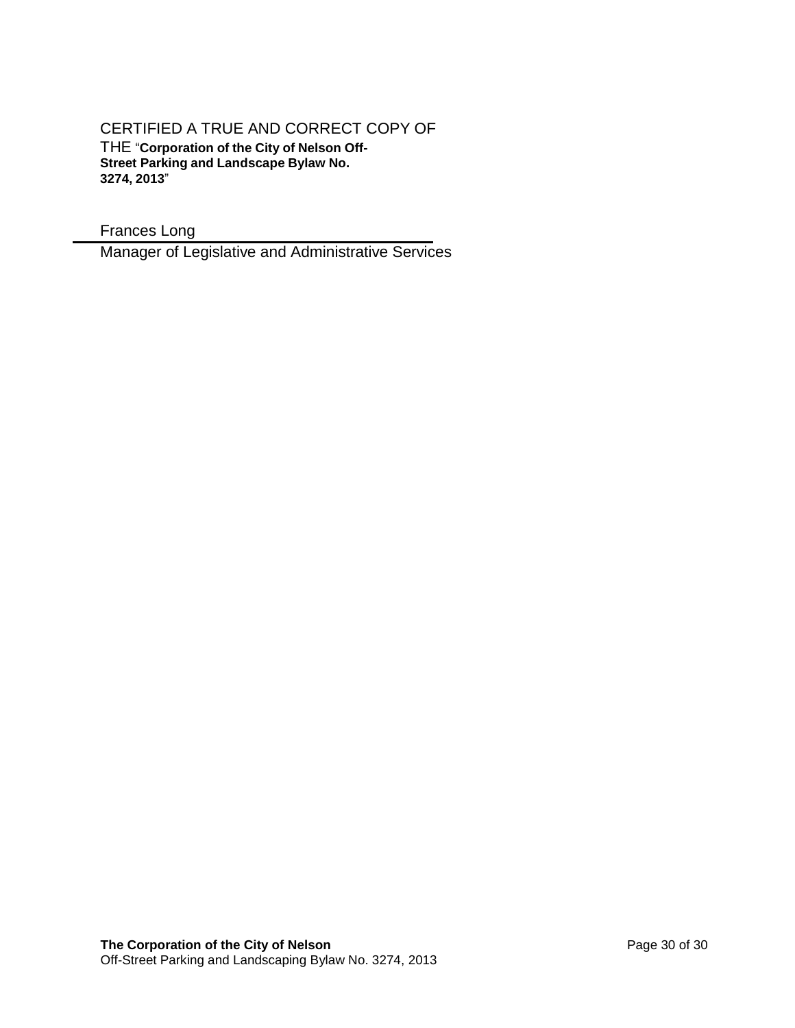CERTIFIED A TRUE AND CORRECT COPY OF THE "**Corporation of the City of Nelson Off-Street Parking and Landscape Bylaw No. 3274, 2013**"

Frances Long

Manager of Legislative and Administrative Services